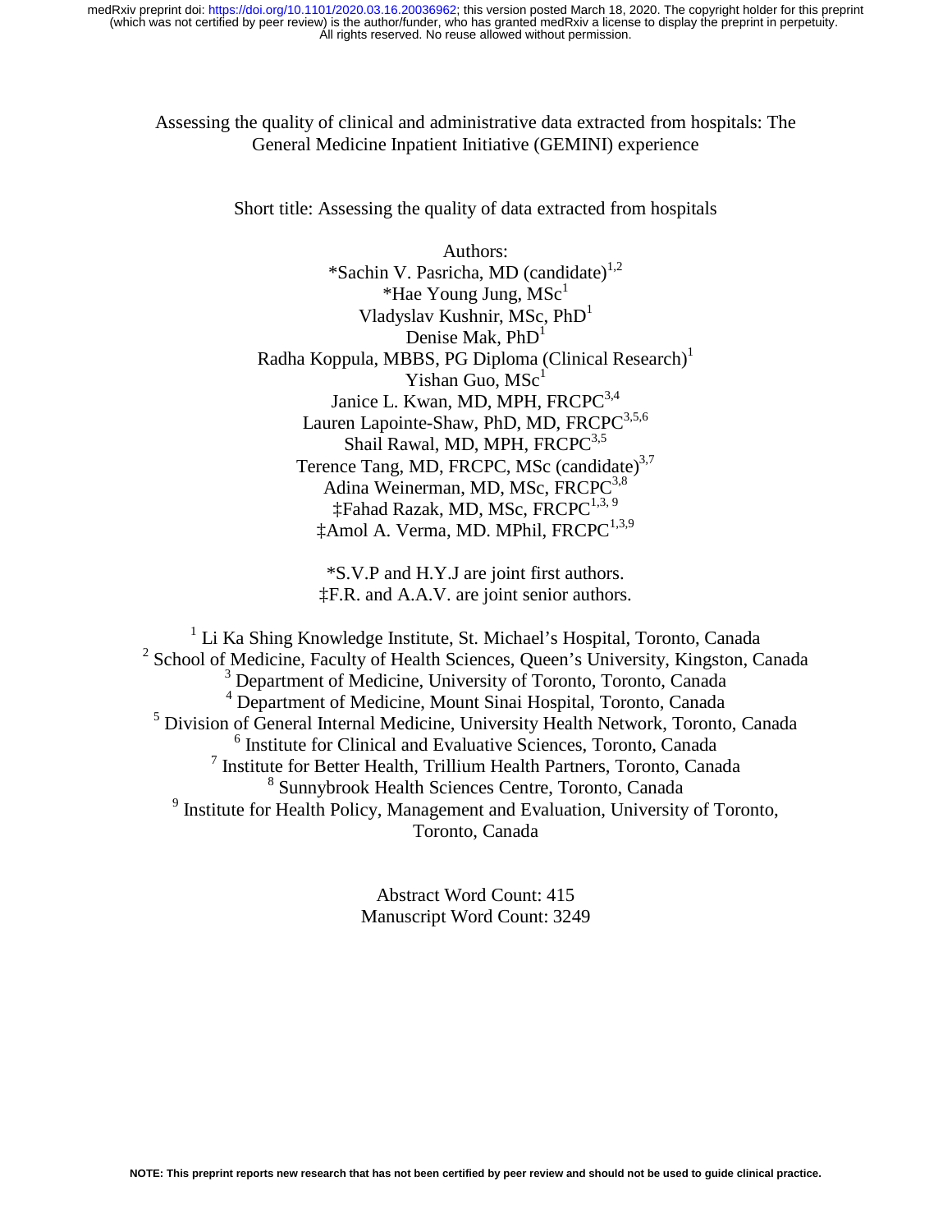# Assessing the quality of clinical and administrative data extracted from hospitals: The General Medicine Inpatient Initiative (GEMINI) experience

Short title: Assessing the quality of data extracted from hospitals

Authors:

*Sachin V. Pasricha, MD (candidate)[1,2]
*Hae Young Jung, MSc[1]
Vladyslav Kushnir, MSc, PhD[1]
Denise Mak, PhD[1]
Radha Koppula, MBBS, PG Diploma (Clinical Research)[1]
Yishan Guo, MSc[1]
Janice L. Kwan, MD, MPH, FRCPC[3,4]
Lauren Lapointe-Shaw, PhD, MD, FRCPC[3,5,6]
Shail Rawal, MD, MPH, FRCPC[3,5]
Terence Tang, MD, FRCPC, MSc (candidate)[3,7]
Adina Weinerman, MD, MSc, FRCPC[3,8]
‡Fahad Razak, MD, MSc, FRCPC[1,3,9]
‡Amol A. Verma, MD. MPhil, FRCPC[1,3,9]

*S.V.P and H.Y.J are joint first authors.
‡F.R. and A.A.V. are joint senior authors.

[1] Li Ka Shing Knowledge Institute, St. Michael's Hospital, Toronto, Canada
[2] School of Medicine, Faculty of Health Sciences, Queen's University, Kingston, Canada
[3] Department of Medicine, University of Toronto, Toronto, Canada
[4] Department of Medicine, Mount Sinai Hospital, Toronto, Canada
[5] Division of General Internal Medicine, University Health Network, Toronto, Canada
[6] Institute for Clinical and Evaluative Sciences, Toronto, Canada
[7] Institute for Better Health, Trillium Health Partners, Toronto, Canada
[8] Sunnybrook Health Sciences Centre, Toronto, Canada
[9] Institute for Health Policy, Management and Evaluation, University of Toronto, Toronto, Canada

Abstract Word Count: 415
Manuscript Word Count: 3249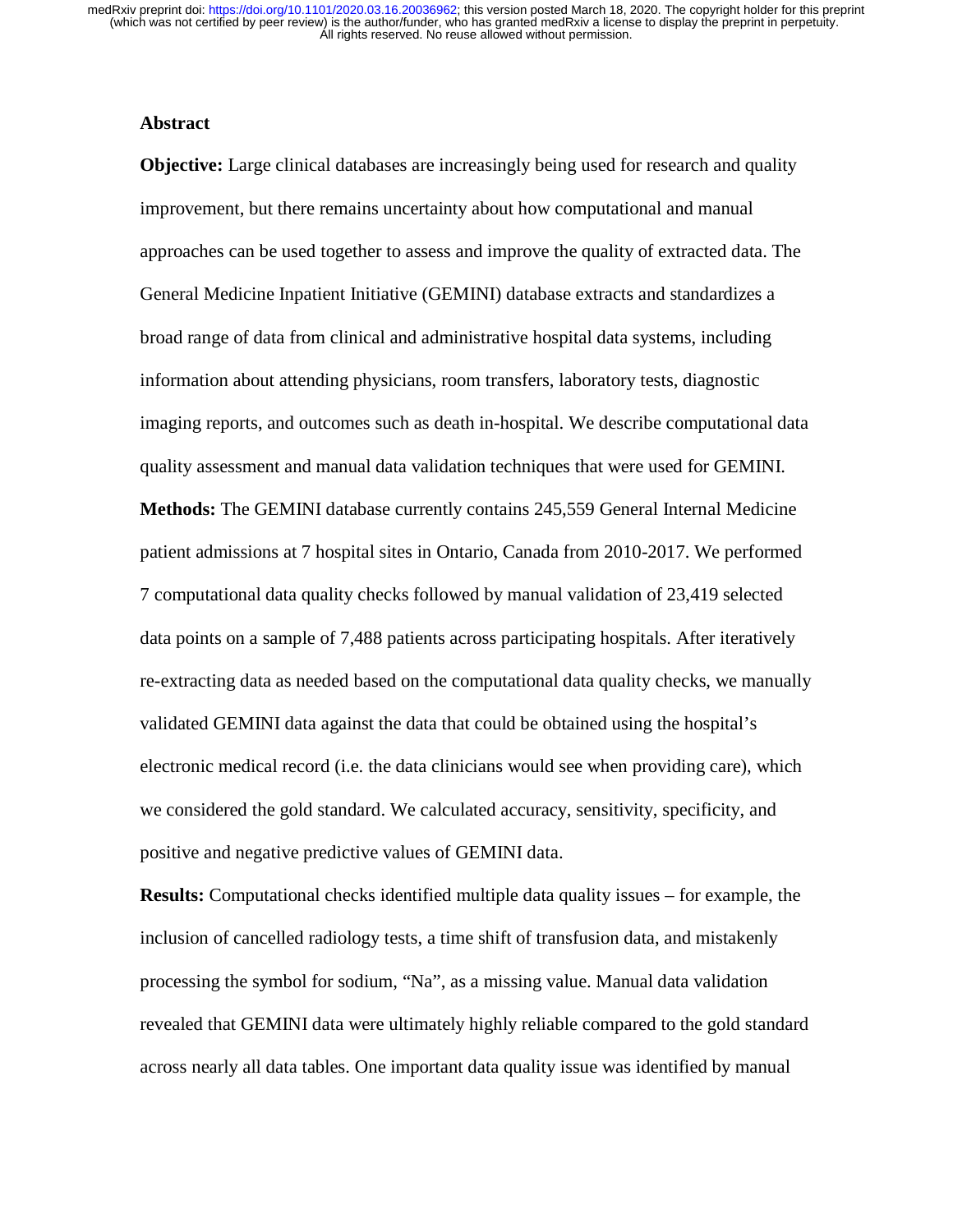## Abstract

**Objective:** Large clinical databases are increasingly being used for research and quality improvement, but there remains uncertainty about how computational and manual approaches can be used together to assess and improve the quality of extracted data. The General Medicine Inpatient Initiative (GEMINI) database extracts and standardizes a broad range of data from clinical and administrative hospital data systems, including information about attending physicians, room transfers, laboratory tests, diagnostic imaging reports, and outcomes such as death in-hospital. We describe computational data quality assessment and manual data validation techniques that were used for GEMINI.

**Methods:** The GEMINI database currently contains 245,559 General Internal Medicine patient admissions at 7 hospital sites in Ontario, Canada from 2010-2017. We performed 7 computational data quality checks followed by manual validation of 23,419 selected data points on a sample of 7,488 patients across participating hospitals. After iteratively re-extracting data as needed based on the computational data quality checks, we manually validated GEMINI data against the data that could be obtained using the hospital's electronic medical record (i.e. the data clinicians would see when providing care), which we considered the gold standard. We calculated accuracy, sensitivity, specificity, and positive and negative predictive values of GEMINI data.

**Results:** Computational checks identified multiple data quality issues – for example, the inclusion of cancelled radiology tests, a time shift of transfusion data, and mistakenly processing the symbol for sodium, "Na", as a missing value. Manual data validation revealed that GEMINI data were ultimately highly reliable compared to the gold standard across nearly all data tables. One important data quality issue was identified by manual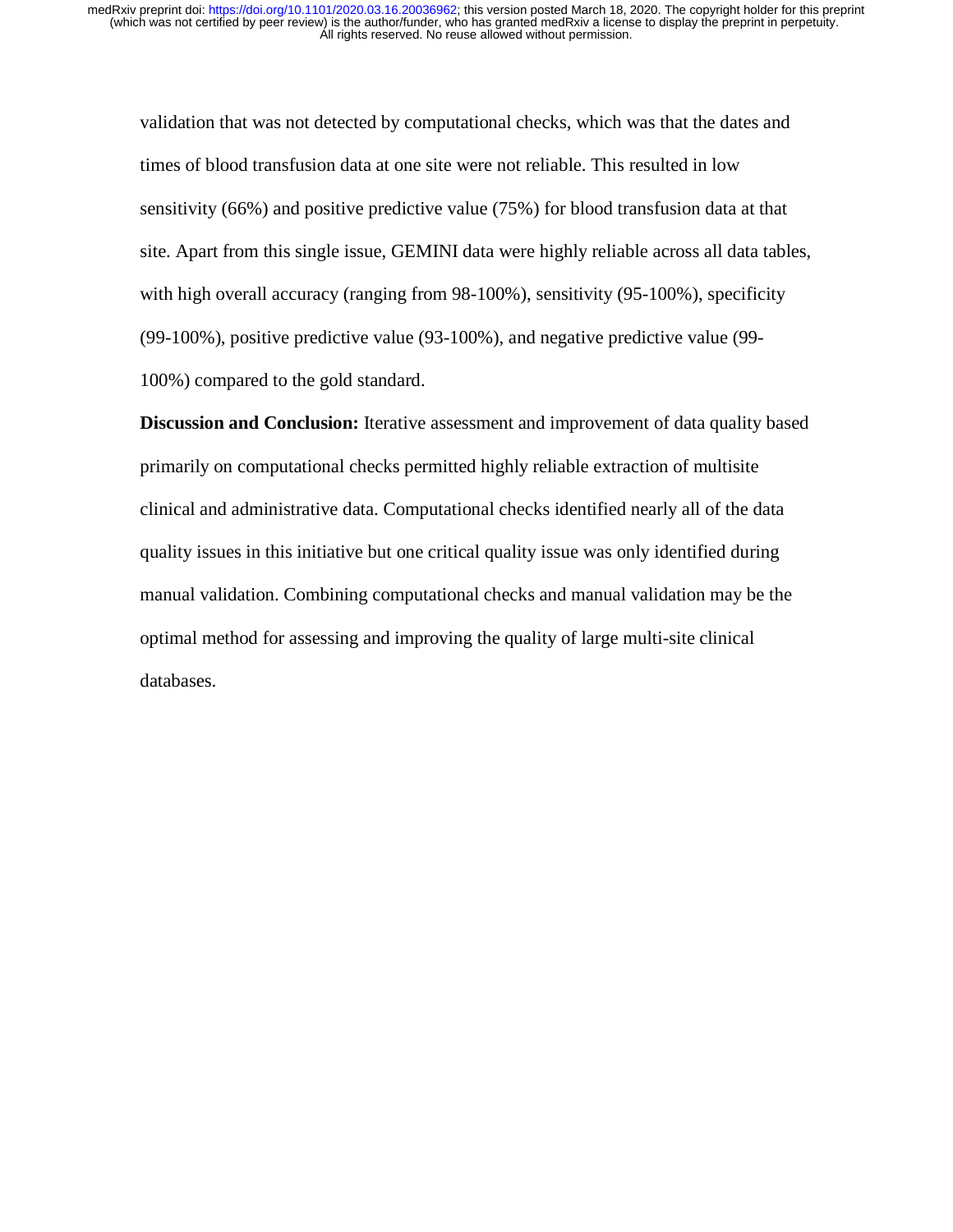validation that was not detected by computational checks, which was that the dates and times of blood transfusion data at one site were not reliable. This resulted in low sensitivity (66%) and positive predictive value (75%) for blood transfusion data at that site. Apart from this single issue, GEMINI data were highly reliable across all data tables, with high overall accuracy (ranging from 98-100%), sensitivity (95-100%), specificity (99-100%), positive predictive value (93-100%), and negative predictive value (99-100%) compared to the gold standard.

**Discussion and Conclusion:** Iterative assessment and improvement of data quality based primarily on computational checks permitted highly reliable extraction of multisite clinical and administrative data. Computational checks identified nearly all of the data quality issues in this initiative but one critical quality issue was only identified during manual validation. Combining computational checks and manual validation may be the optimal method for assessing and improving the quality of large multi-site clinical databases.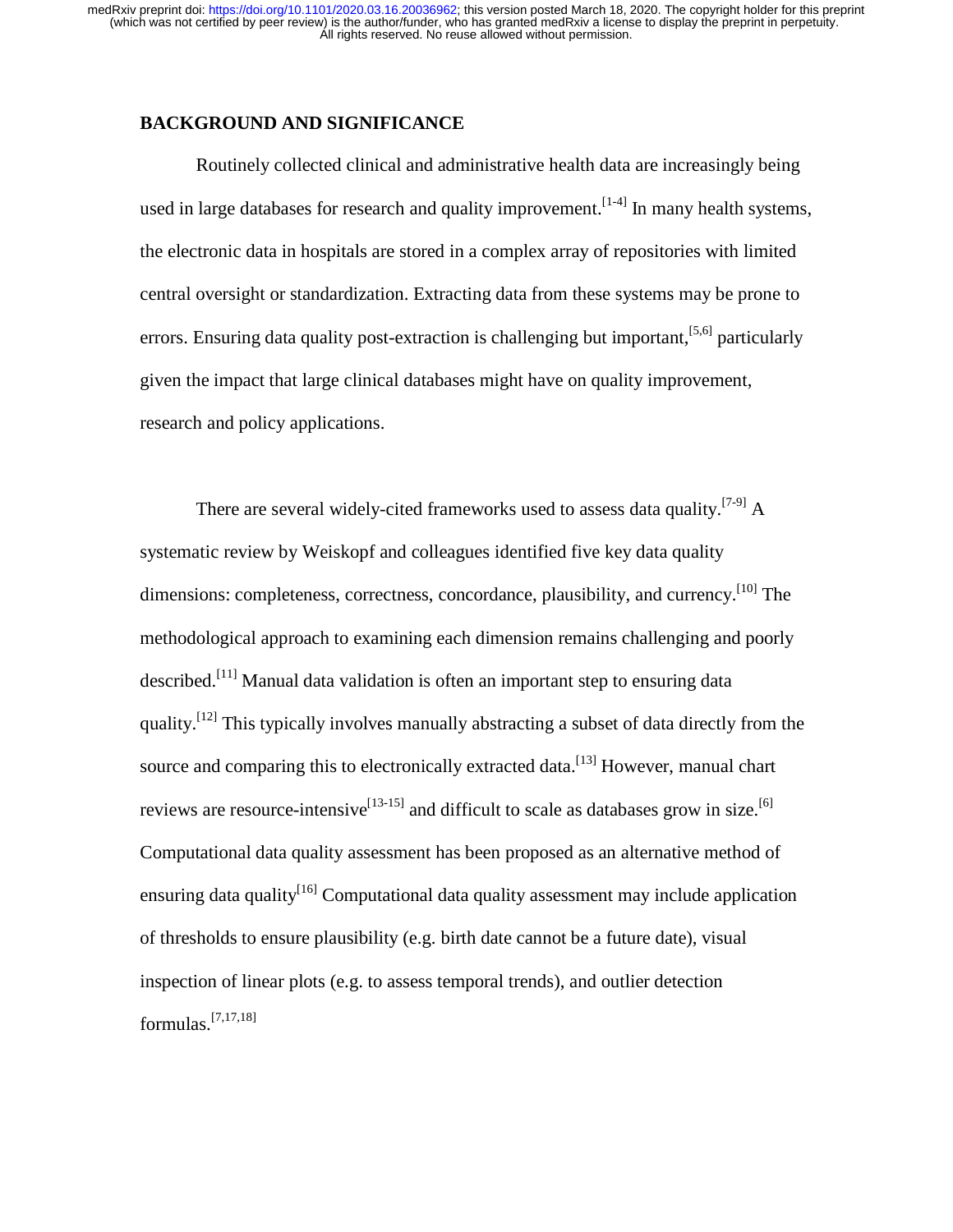## BACKGROUND AND SIGNIFICANCE

Routinely collected clinical and administrative health data are increasingly being used in large databases for research and quality improvement.[1-4] In many health systems, the electronic data in hospitals are stored in a complex array of repositories with limited central oversight or standardization. Extracting data from these systems may be prone to errors. Ensuring data quality post-extraction is challenging but important,[5,6] particularly given the impact that large clinical databases might have on quality improvement, research and policy applications.

There are several widely-cited frameworks used to assess data quality.[7-9] A systematic review by Weiskopf and colleagues identified five key data quality dimensions: completeness, correctness, concordance, plausibility, and currency.[10] The methodological approach to examining each dimension remains challenging and poorly described.[11] Manual data validation is often an important step to ensuring data quality.[12] This typically involves manually abstracting a subset of data directly from the source and comparing this to electronically extracted data.[13] However, manual chart reviews are resource-intensive[13-15] and difficult to scale as databases grow in size.[6] Computational data quality assessment has been proposed as an alternative method of ensuring data quality[16] Computational data quality assessment may include application of thresholds to ensure plausibility (e.g. birth date cannot be a future date), visual inspection of linear plots (e.g. to assess temporal trends), and outlier detection formulas.[7,17,18]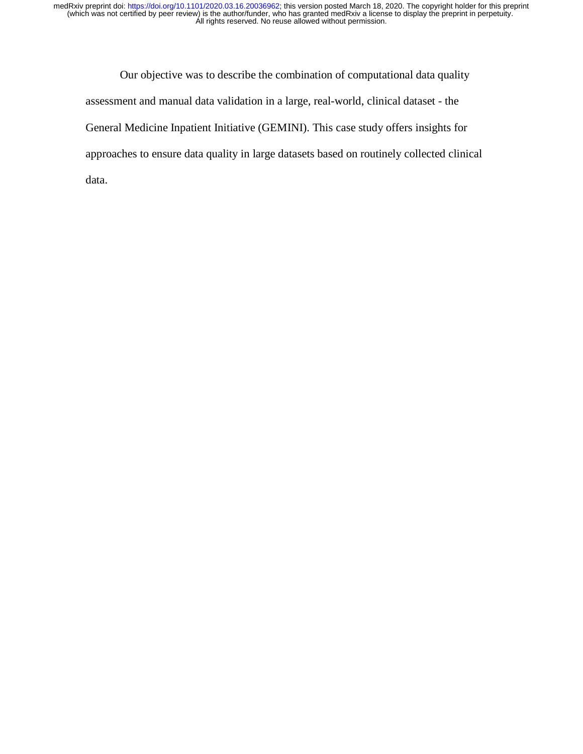Our objective was to describe the combination of computational data quality assessment and manual data validation in a large, real-world, clinical dataset - the General Medicine Inpatient Initiative (GEMINI). This case study offers insights for approaches to ensure data quality in large datasets based on routinely collected clinical data.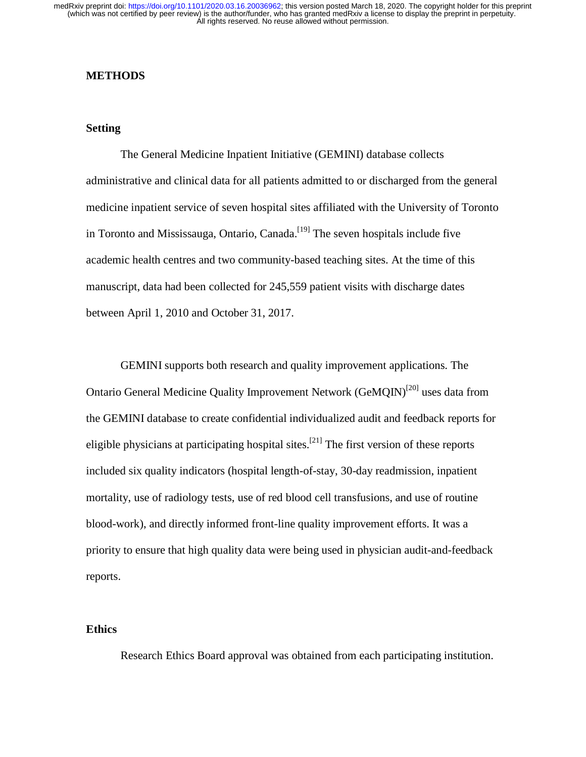## METHODS

### Setting

The General Medicine Inpatient Initiative (GEMINI) database collects administrative and clinical data for all patients admitted to or discharged from the general medicine inpatient service of seven hospital sites affiliated with the University of Toronto in Toronto and Mississauga, Ontario, Canada.[19] The seven hospitals include five academic health centres and two community-based teaching sites. At the time of this manuscript, data had been collected for 245,559 patient visits with discharge dates between April 1, 2010 and October 31, 2017.

GEMINI supports both research and quality improvement applications. The Ontario General Medicine Quality Improvement Network (GeMQIN)[20] uses data from the GEMINI database to create confidential individualized audit and feedback reports for eligible physicians at participating hospital sites.[21] The first version of these reports included six quality indicators (hospital length-of-stay, 30-day readmission, inpatient mortality, use of radiology tests, use of red blood cell transfusions, and use of routine blood-work), and directly informed front-line quality improvement efforts. It was a priority to ensure that high quality data were being used in physician audit-and-feedback reports.

### Ethics

Research Ethics Board approval was obtained from each participating institution.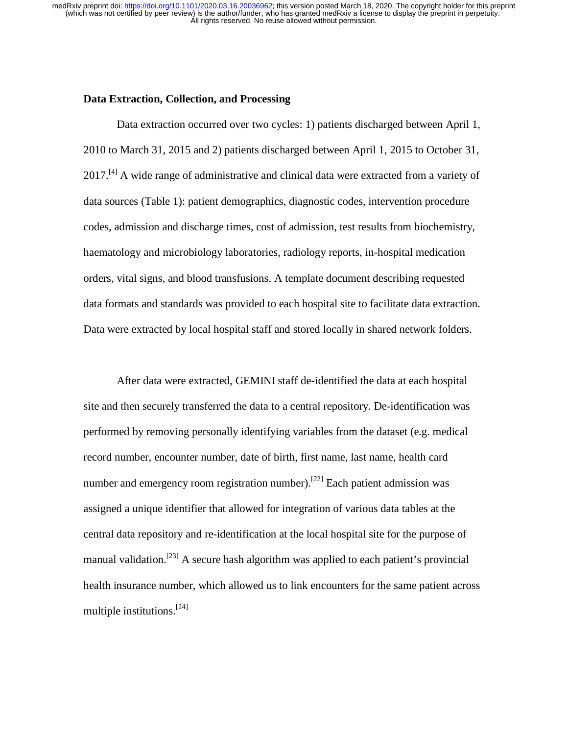**Data Extraction, Collection, and Processing**

Data extraction occurred over two cycles: 1) patients discharged between April 1, 2010 to March 31, 2015 and 2) patients discharged between April 1, 2015 to October 31, 2017.[4] A wide range of administrative and clinical data were extracted from a variety of data sources (Table 1): patient demographics, diagnostic codes, intervention procedure codes, admission and discharge times, cost of admission, test results from biochemistry, haematology and microbiology laboratories, radiology reports, in-hospital medication orders, vital signs, and blood transfusions. A template document describing requested data formats and standards was provided to each hospital site to facilitate data extraction. Data were extracted by local hospital staff and stored locally in shared network folders.

After data were extracted, GEMINI staff de-identified the data at each hospital site and then securely transferred the data to a central repository. De-identification was performed by removing personally identifying variables from the dataset (e.g. medical record number, encounter number, date of birth, first name, last name, health card number and emergency room registration number).[22] Each patient admission was assigned a unique identifier that allowed for integration of various data tables at the central data repository and re-identification at the local hospital site for the purpose of manual validation.[23] A secure hash algorithm was applied to each patient's provincial health insurance number, which allowed us to link encounters for the same patient across multiple institutions.[24]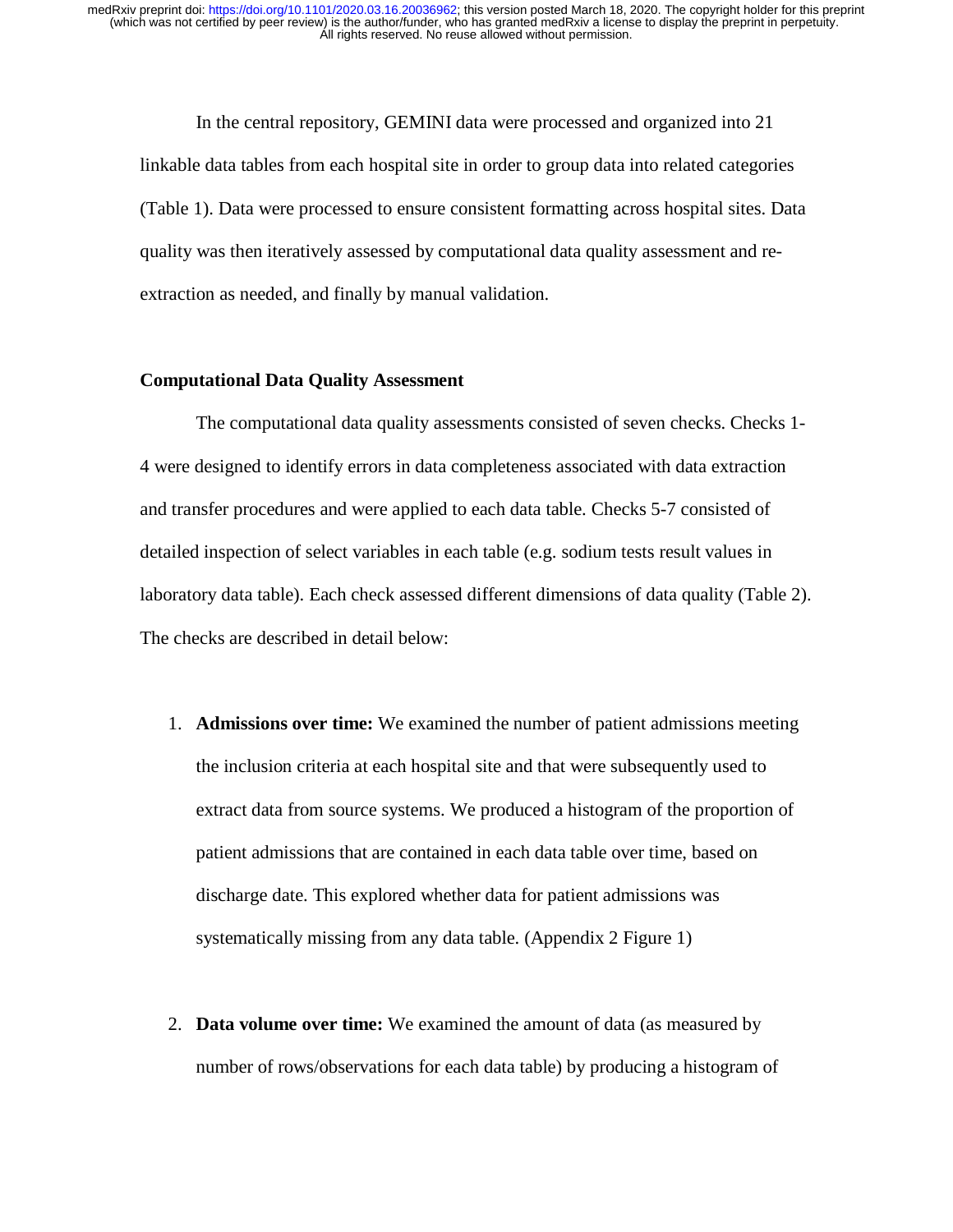In the central repository, GEMINI data were processed and organized into 21 linkable data tables from each hospital site in order to group data into related categories (Table 1). Data were processed to ensure consistent formatting across hospital sites. Data quality was then iteratively assessed by computational data quality assessment and re-extraction as needed, and finally by manual validation.

### Computational Data Quality Assessment

The computational data quality assessments consisted of seven checks. Checks 1-4 were designed to identify errors in data completeness associated with data extraction and transfer procedures and were applied to each data table. Checks 5-7 consisted of detailed inspection of select variables in each table (e.g. sodium tests result values in laboratory data table). Each check assessed different dimensions of data quality (Table 2). The checks are described in detail below:

1. **Admissions over time:** We examined the number of patient admissions meeting the inclusion criteria at each hospital site and that were subsequently used to extract data from source systems. We produced a histogram of the proportion of patient admissions that are contained in each data table over time, based on discharge date. This explored whether data for patient admissions was systematically missing from any data table. (Appendix 2 Figure 1)

2. **Data volume over time:** We examined the amount of data (as measured by number of rows/observations for each data table) by producing a histogram of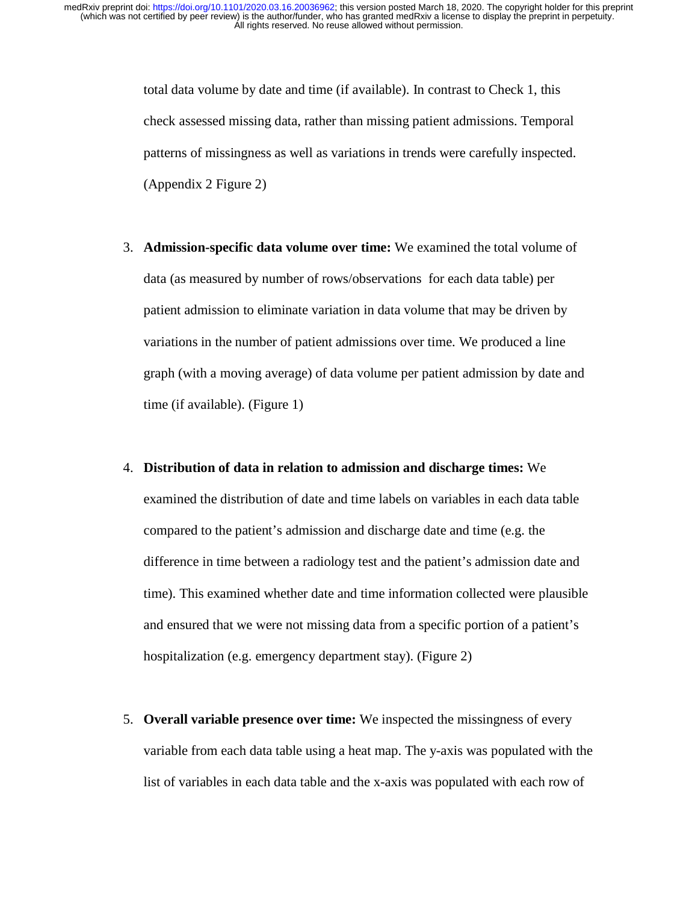total data volume by date and time (if available). In contrast to Check 1, this check assessed missing data, rather than missing patient admissions. Temporal patterns of missingness as well as variations in trends were carefully inspected. (Appendix 2 Figure 2)

3. **Admission-specific data volume over time:** We examined the total volume of data (as measured by number of rows/observations for each data table) per patient admission to eliminate variation in data volume that may be driven by variations in the number of patient admissions over time. We produced a line graph (with a moving average) of data volume per patient admission by date and time (if available). (Figure 1)

4. **Distribution of data in relation to admission and discharge times:** We examined the distribution of date and time labels on variables in each data table compared to the patient's admission and discharge date and time (e.g. the difference in time between a radiology test and the patient's admission date and time). This examined whether date and time information collected were plausible and ensured that we were not missing data from a specific portion of a patient's hospitalization (e.g. emergency department stay). (Figure 2)

5. **Overall variable presence over time:** We inspected the missingness of every variable from each data table using a heat map. The y-axis was populated with the list of variables in each data table and the x-axis was populated with each row of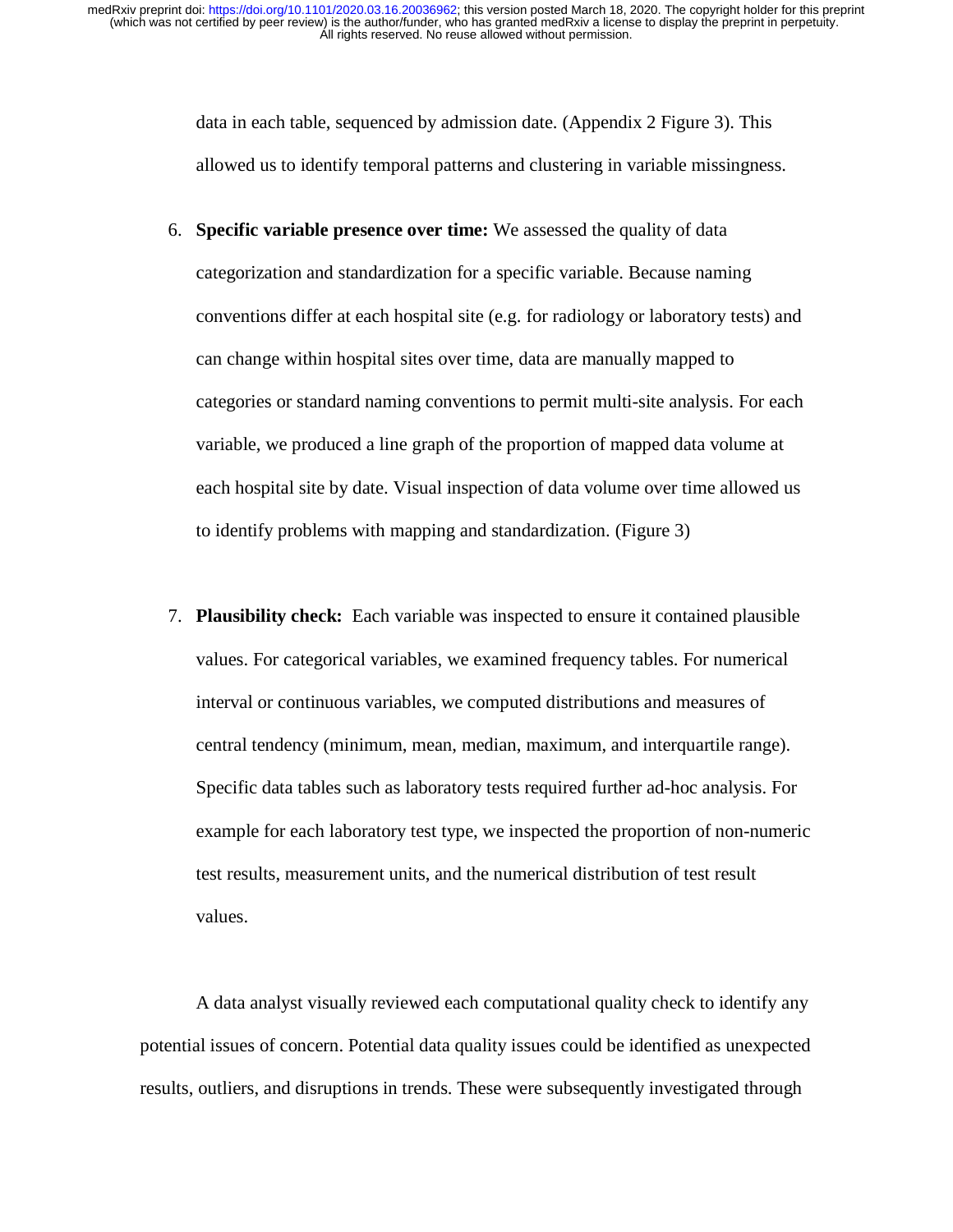data in each table, sequenced by admission date. (Appendix 2 Figure 3). This allowed us to identify temporal patterns and clustering in variable missingness.

6. **Specific variable presence over time:** We assessed the quality of data categorization and standardization for a specific variable. Because naming conventions differ at each hospital site (e.g. for radiology or laboratory tests) and can change within hospital sites over time, data are manually mapped to categories or standard naming conventions to permit multi-site analysis. For each variable, we produced a line graph of the proportion of mapped data volume at each hospital site by date. Visual inspection of data volume over time allowed us to identify problems with mapping and standardization. (Figure 3)

7. **Plausibility check:** Each variable was inspected to ensure it contained plausible values. For categorical variables, we examined frequency tables. For numerical interval or continuous variables, we computed distributions and measures of central tendency (minimum, mean, median, maximum, and interquartile range). Specific data tables such as laboratory tests required further ad-hoc analysis. For example for each laboratory test type, we inspected the proportion of non-numeric test results, measurement units, and the numerical distribution of test result values.

A data analyst visually reviewed each computational quality check to identify any potential issues of concern. Potential data quality issues could be identified as unexpected results, outliers, and disruptions in trends. These were subsequently investigated through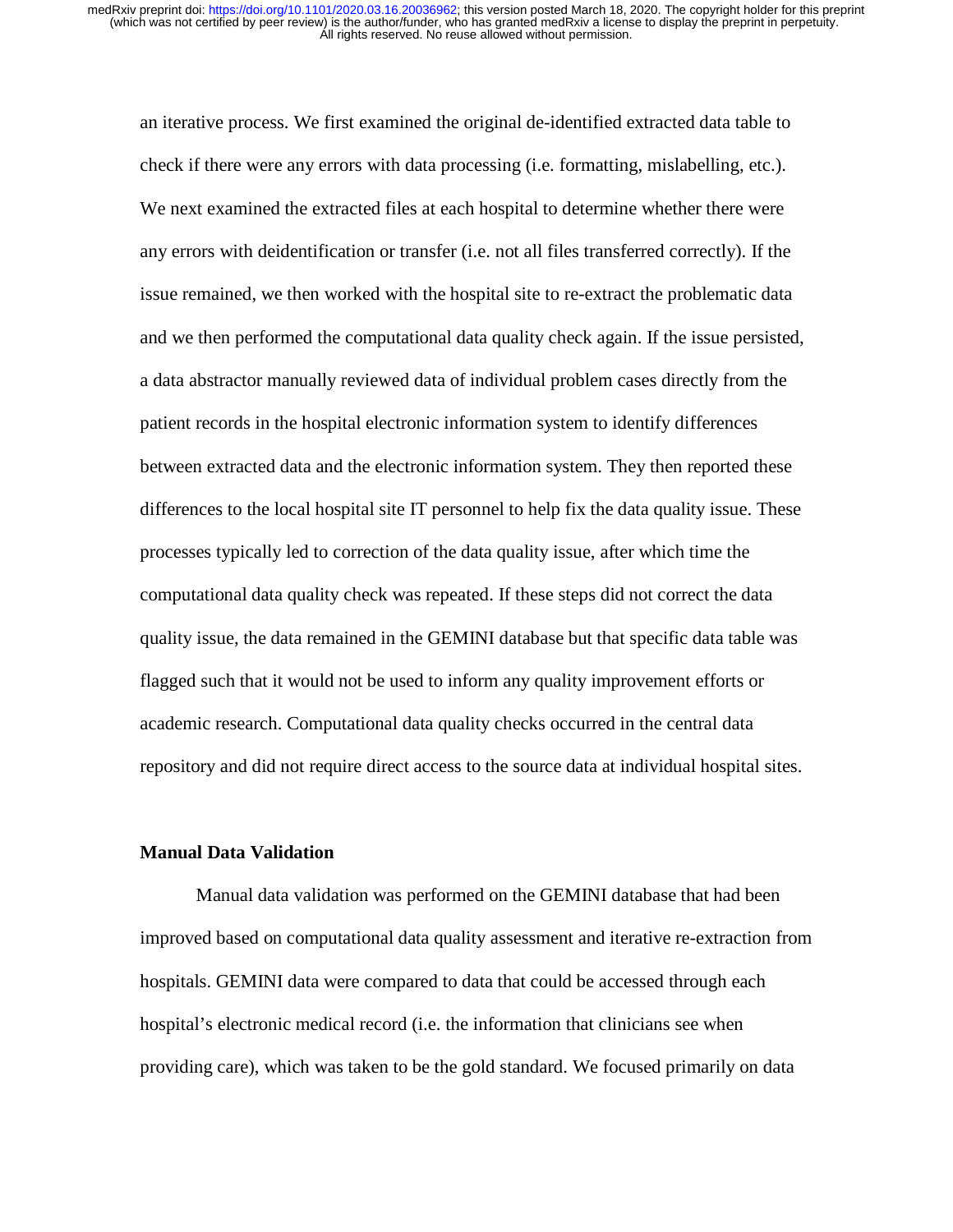an iterative process. We first examined the original de-identified extracted data table to check if there were any errors with data processing (i.e. formatting, mislabelling, etc.). We next examined the extracted files at each hospital to determine whether there were any errors with deidentification or transfer (i.e. not all files transferred correctly). If the issue remained, we then worked with the hospital site to re-extract the problematic data and we then performed the computational data quality check again. If the issue persisted, a data abstractor manually reviewed data of individual problem cases directly from the patient records in the hospital electronic information system to identify differences between extracted data and the electronic information system. They then reported these differences to the local hospital site IT personnel to help fix the data quality issue. These processes typically led to correction of the data quality issue, after which time the computational data quality check was repeated. If these steps did not correct the data quality issue, the data remained in the GEMINI database but that specific data table was flagged such that it would not be used to inform any quality improvement efforts or academic research. Computational data quality checks occurred in the central data repository and did not require direct access to the source data at individual hospital sites.

**Manual Data Validation**

Manual data validation was performed on the GEMINI database that had been improved based on computational data quality assessment and iterative re-extraction from hospitals. GEMINI data were compared to data that could be accessed through each hospital's electronic medical record (i.e. the information that clinicians see when providing care), which was taken to be the gold standard. We focused primarily on data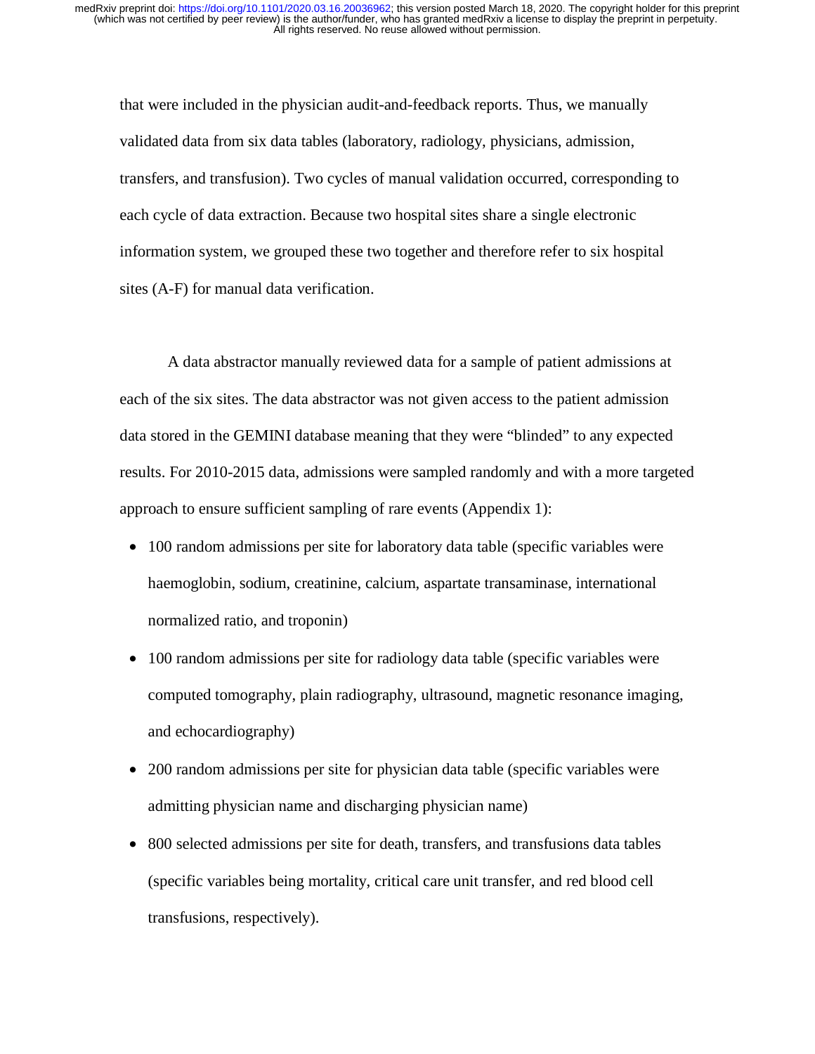that were included in the physician audit-and-feedback reports. Thus, we manually validated data from six data tables (laboratory, radiology, physicians, admission, transfers, and transfusion). Two cycles of manual validation occurred, corresponding to each cycle of data extraction. Because two hospital sites share a single electronic information system, we grouped these two together and therefore refer to six hospital sites (A-F) for manual data verification.

A data abstractor manually reviewed data for a sample of patient admissions at each of the six sites. The data abstractor was not given access to the patient admission data stored in the GEMINI database meaning that they were "blinded" to any expected results. For 2010-2015 data, admissions were sampled randomly and with a more targeted approach to ensure sufficient sampling of rare events (Appendix 1):

- 100 random admissions per site for laboratory data table (specific variables were haemoglobin, sodium, creatinine, calcium, aspartate transaminase, international normalized ratio, and troponin)
- 100 random admissions per site for radiology data table (specific variables were computed tomography, plain radiography, ultrasound, magnetic resonance imaging, and echocardiography)
- 200 random admissions per site for physician data table (specific variables were admitting physician name and discharging physician name)
- 800 selected admissions per site for death, transfers, and transfusions data tables (specific variables being mortality, critical care unit transfer, and red blood cell transfusions, respectively).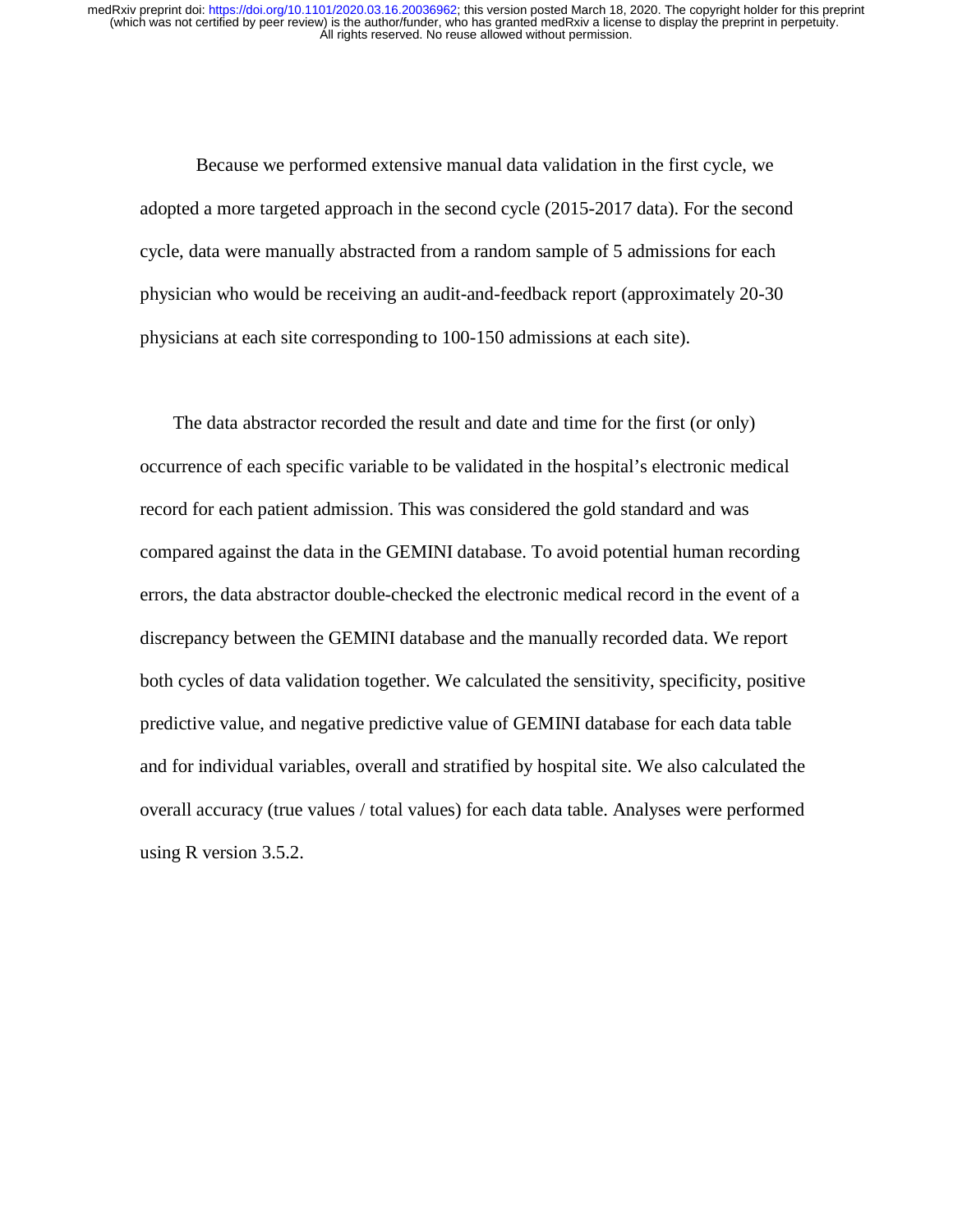Because we performed extensive manual data validation in the first cycle, we adopted a more targeted approach in the second cycle (2015-2017 data). For the second cycle, data were manually abstracted from a random sample of 5 admissions for each physician who would be receiving an audit-and-feedback report (approximately 20-30 physicians at each site corresponding to 100-150 admissions at each site).

The data abstractor recorded the result and date and time for the first (or only) occurrence of each specific variable to be validated in the hospital's electronic medical record for each patient admission. This was considered the gold standard and was compared against the data in the GEMINI database. To avoid potential human recording errors, the data abstractor double-checked the electronic medical record in the event of a discrepancy between the GEMINI database and the manually recorded data. We report both cycles of data validation together. We calculated the sensitivity, specificity, positive predictive value, and negative predictive value of GEMINI database for each data table and for individual variables, overall and stratified by hospital site. We also calculated the overall accuracy (true values / total values) for each data table. Analyses were performed using R version 3.5.2.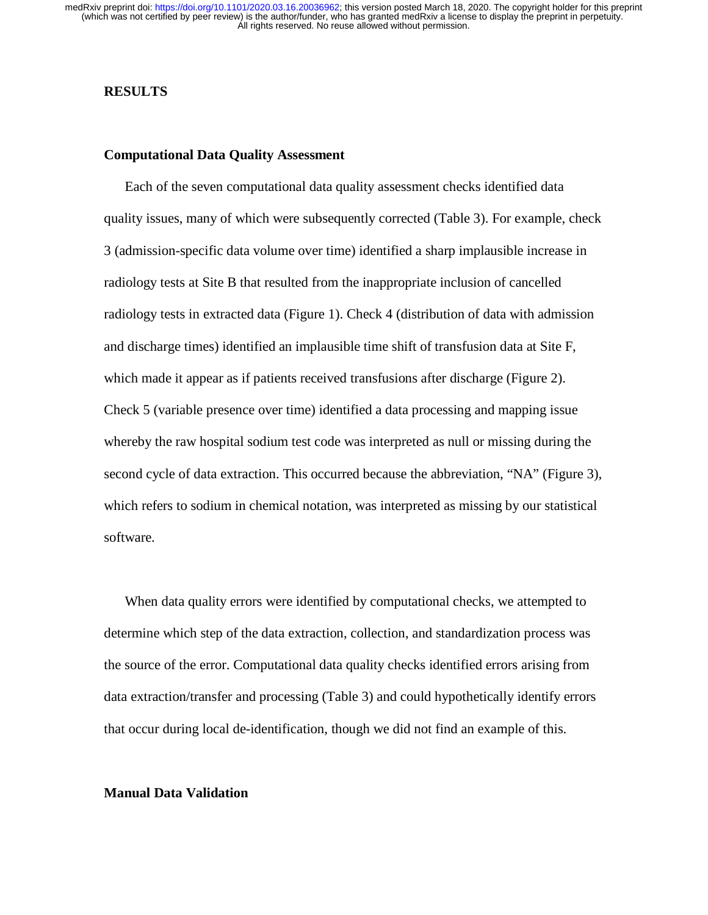## RESULTS

### Computational Data Quality Assessment

Each of the seven computational data quality assessment checks identified data quality issues, many of which were subsequently corrected (Table 3). For example, check 3 (admission-specific data volume over time) identified a sharp implausible increase in radiology tests at Site B that resulted from the inappropriate inclusion of cancelled radiology tests in extracted data (Figure 1). Check 4 (distribution of data with admission and discharge times) identified an implausible time shift of transfusion data at Site F, which made it appear as if patients received transfusions after discharge (Figure 2). Check 5 (variable presence over time) identified a data processing and mapping issue whereby the raw hospital sodium test code was interpreted as null or missing during the second cycle of data extraction. This occurred because the abbreviation, "NA" (Figure 3), which refers to sodium in chemical notation, was interpreted as missing by our statistical software.

When data quality errors were identified by computational checks, we attempted to determine which step of the data extraction, collection, and standardization process was the source of the error. Computational data quality checks identified errors arising from data extraction/transfer and processing (Table 3) and could hypothetically identify errors that occur during local de-identification, though we did not find an example of this.

### Manual Data Validation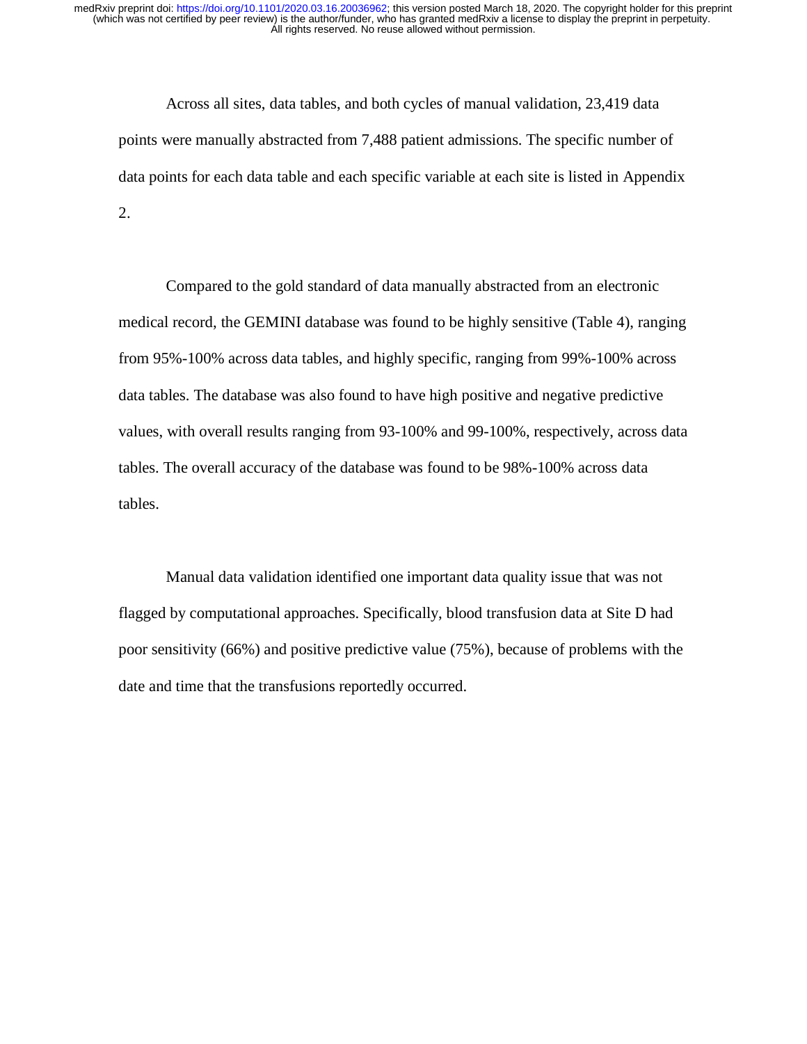Across all sites, data tables, and both cycles of manual validation, 23,419 data points were manually abstracted from 7,488 patient admissions. The specific number of data points for each data table and each specific variable at each site is listed in Appendix 2.

Compared to the gold standard of data manually abstracted from an electronic medical record, the GEMINI database was found to be highly sensitive (Table 4), ranging from 95%-100% across data tables, and highly specific, ranging from 99%-100% across data tables. The database was also found to have high positive and negative predictive values, with overall results ranging from 93-100% and 99-100%, respectively, across data tables. The overall accuracy of the database was found to be 98%-100% across data tables.

Manual data validation identified one important data quality issue that was not flagged by computational approaches. Specifically, blood transfusion data at Site D had poor sensitivity (66%) and positive predictive value (75%), because of problems with the date and time that the transfusions reportedly occurred.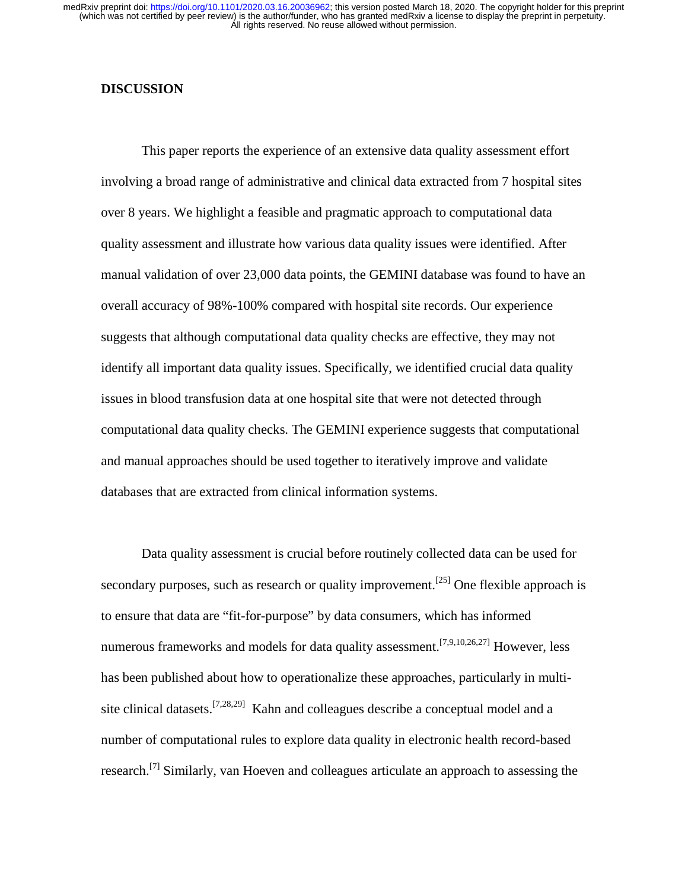## DISCUSSION

This paper reports the experience of an extensive data quality assessment effort involving a broad range of administrative and clinical data extracted from 7 hospital sites over 8 years. We highlight a feasible and pragmatic approach to computational data quality assessment and illustrate how various data quality issues were identified. After manual validation of over 23,000 data points, the GEMINI database was found to have an overall accuracy of 98%-100% compared with hospital site records. Our experience suggests that although computational data quality checks are effective, they may not identify all important data quality issues. Specifically, we identified crucial data quality issues in blood transfusion data at one hospital site that were not detected through computational data quality checks. The GEMINI experience suggests that computational and manual approaches should be used together to iteratively improve and validate databases that are extracted from clinical information systems.

Data quality assessment is crucial before routinely collected data can be used for secondary purposes, such as research or quality improvement.[25] One flexible approach is to ensure that data are "fit-for-purpose" by data consumers, which has informed numerous frameworks and models for data quality assessment.[7,9,10,26,27] However, less has been published about how to operationalize these approaches, particularly in multi-site clinical datasets.[7,28,29] Kahn and colleagues describe a conceptual model and a number of computational rules to explore data quality in electronic health record-based research.[7] Similarly, van Hoeven and colleagues articulate an approach to assessing the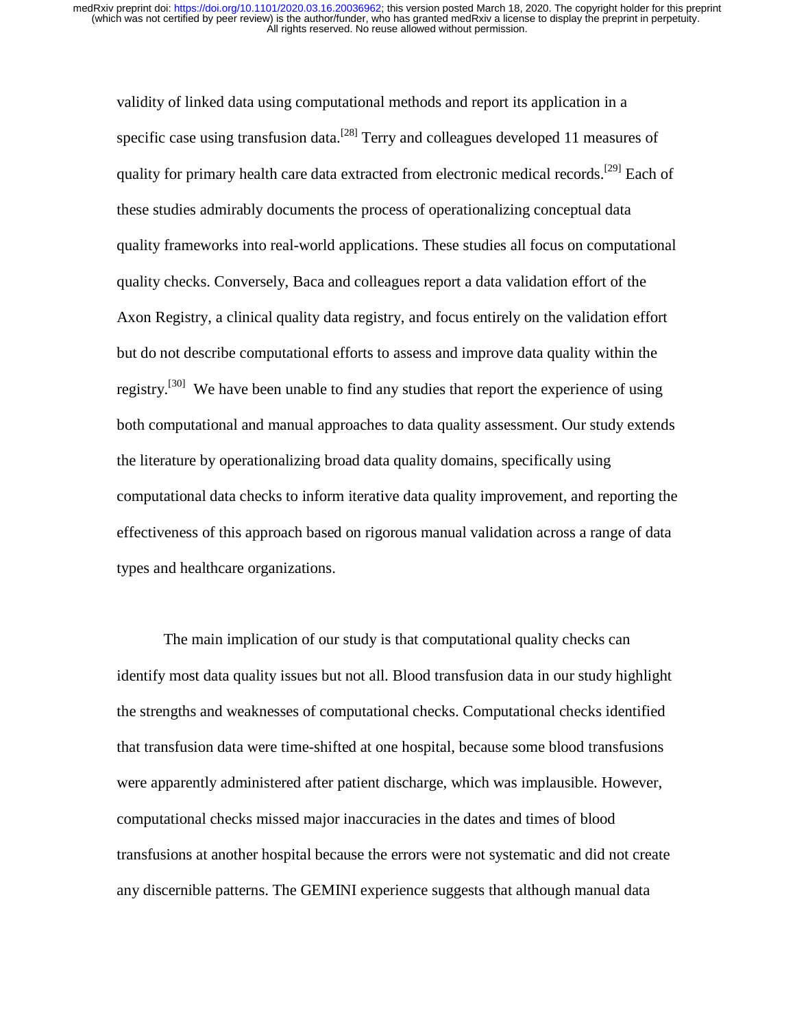validity of linked data using computational methods and report its application in a specific case using transfusion data.[28] Terry and colleagues developed 11 measures of quality for primary health care data extracted from electronic medical records.[29] Each of these studies admirably documents the process of operationalizing conceptual data quality frameworks into real-world applications. These studies all focus on computational quality checks. Conversely, Baca and colleagues report a data validation effort of the Axon Registry, a clinical quality data registry, and focus entirely on the validation effort but do not describe computational efforts to assess and improve data quality within the registry.[30] We have been unable to find any studies that report the experience of using both computational and manual approaches to data quality assessment. Our study extends the literature by operationalizing broad data quality domains, specifically using computational data checks to inform iterative data quality improvement, and reporting the effectiveness of this approach based on rigorous manual validation across a range of data types and healthcare organizations.

The main implication of our study is that computational quality checks can identify most data quality issues but not all. Blood transfusion data in our study highlight the strengths and weaknesses of computational checks. Computational checks identified that transfusion data were time-shifted at one hospital, because some blood transfusions were apparently administered after patient discharge, which was implausible. However, computational checks missed major inaccuracies in the dates and times of blood transfusions at another hospital because the errors were not systematic and did not create any discernible patterns. The GEMINI experience suggests that although manual data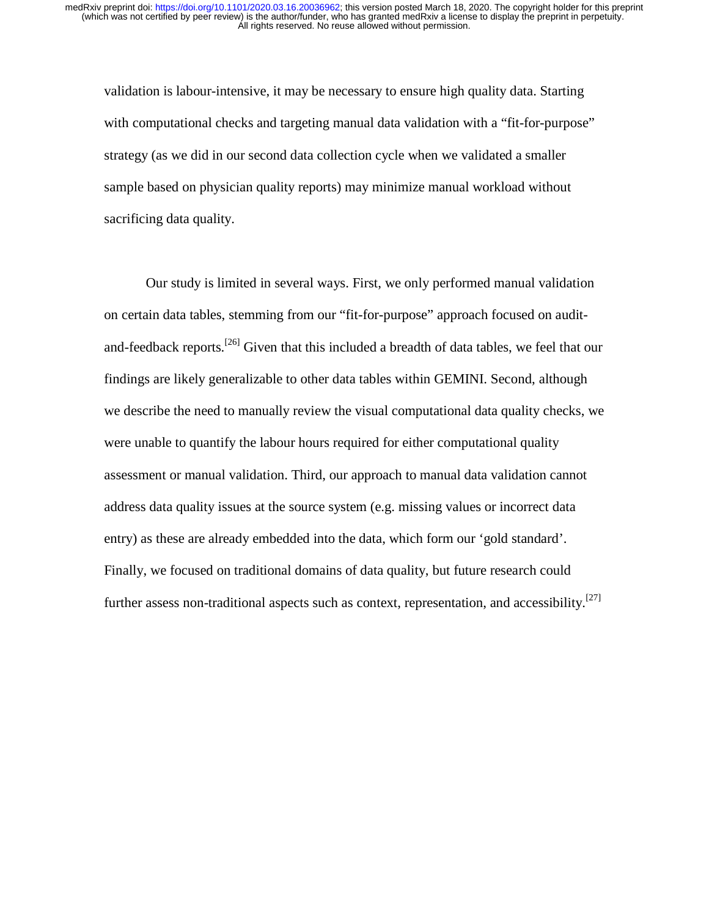validation is labour-intensive, it may be necessary to ensure high quality data. Starting with computational checks and targeting manual data validation with a “fit-for-purpose” strategy (as we did in our second data collection cycle when we validated a smaller sample based on physician quality reports) may minimize manual workload without sacrificing data quality.

Our study is limited in several ways. First, we only performed manual validation on certain data tables, stemming from our “fit-for-purpose” approach focused on audit-and-feedback reports.[26] Given that this included a breadth of data tables, we feel that our findings are likely generalizable to other data tables within GEMINI. Second, although we describe the need to manually review the visual computational data quality checks, we were unable to quantify the labour hours required for either computational quality assessment or manual validation. Third, our approach to manual data validation cannot address data quality issues at the source system (e.g. missing values or incorrect data entry) as these are already embedded into the data, which form our ‘gold standard’. Finally, we focused on traditional domains of data quality, but future research could further assess non-traditional aspects such as context, representation, and accessibility.[27]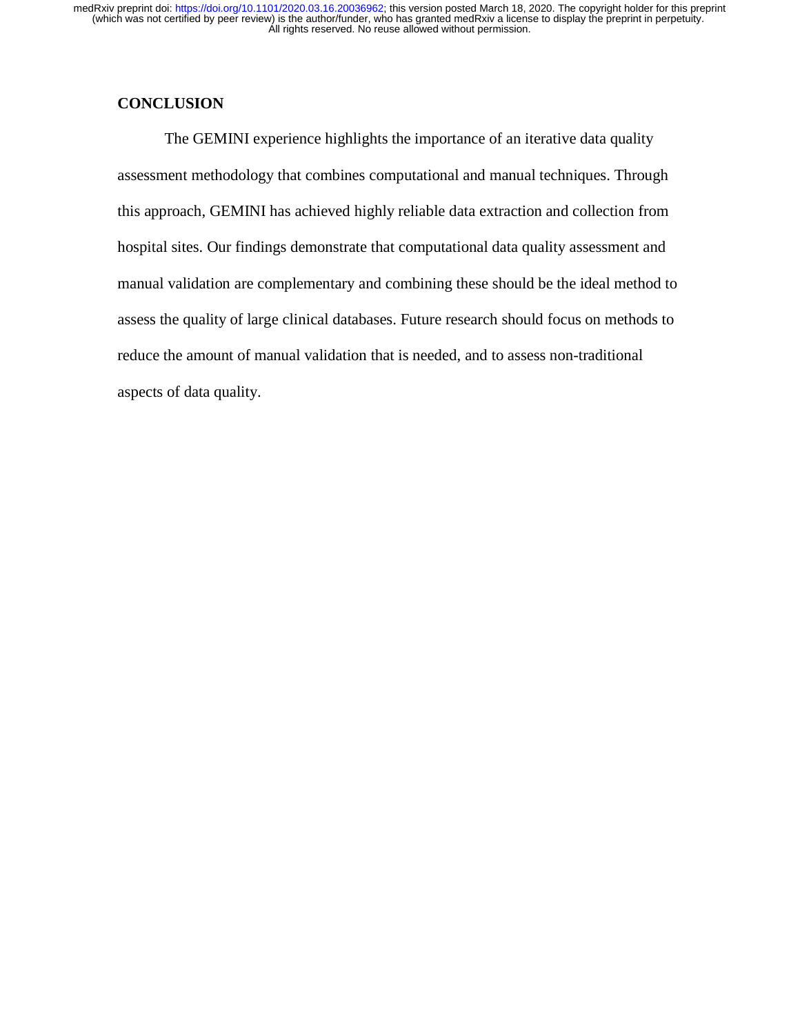## CONCLUSION

The GEMINI experience highlights the importance of an iterative data quality assessment methodology that combines computational and manual techniques. Through this approach, GEMINI has achieved highly reliable data extraction and collection from hospital sites. Our findings demonstrate that computational data quality assessment and manual validation are complementary and combining these should be the ideal method to assess the quality of large clinical databases. Future research should focus on methods to reduce the amount of manual validation that is needed, and to assess non-traditional aspects of data quality.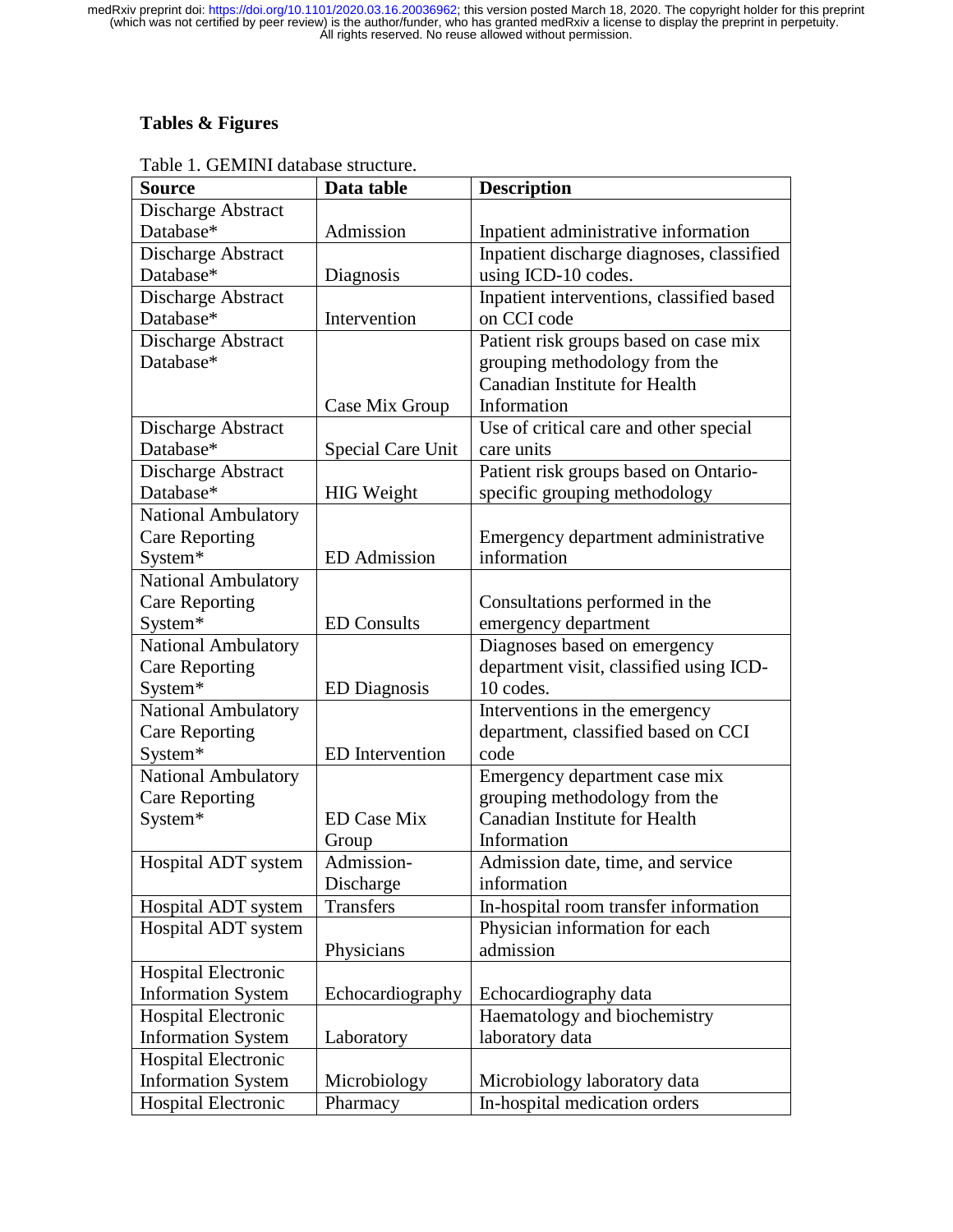## Tables & Figures

Table 1. GEMINI database structure.

| Source | Data table | Description |
|---|---|---|
| Discharge Abstract Database* | Admission | Inpatient administrative information |
| Discharge Abstract Database* | Diagnosis | Inpatient discharge diagnoses, classified using ICD-10 codes. |
| Discharge Abstract Database* | Intervention | Inpatient interventions, classified based on CCI code |
| Discharge Abstract Database* | Case Mix Group | Patient risk groups based on case mix grouping methodology from the Canadian Institute for Health Information |
| Discharge Abstract Database* | Special Care Unit | Use of critical care and other special care units |
| Discharge Abstract Database* | HIG Weight | Patient risk groups based on Ontario-specific grouping methodology |
| National Ambulatory Care Reporting System* | ED Admission | Emergency department administrative information |
| National Ambulatory Care Reporting System* | ED Consults | Consultations performed in the emergency department |
| National Ambulatory Care Reporting System* | ED Diagnosis | Diagnoses based on emergency department visit, classified using ICD-10 codes. |
| National Ambulatory Care Reporting System* | ED Intervention | Interventions in the emergency department, classified based on CCI code |
| National Ambulatory Care Reporting System* | ED Case Mix Group | Emergency department case mix grouping methodology from the Canadian Institute for Health Information |
| Hospital ADT system | Admission-Discharge | Admission date, time, and service information |
| Hospital ADT system | Transfers | In-hospital room transfer information |
| Hospital ADT system | Physicians | Physician information for each admission |
| Hospital Electronic Information System | Echocardiography | Echocardiography data |
| Hospital Electronic Information System | Laboratory | Haematology and biochemistry laboratory data |
| Hospital Electronic Information System | Microbiology | Microbiology laboratory data |
| Hospital Electronic | Pharmacy | In-hospital medication orders |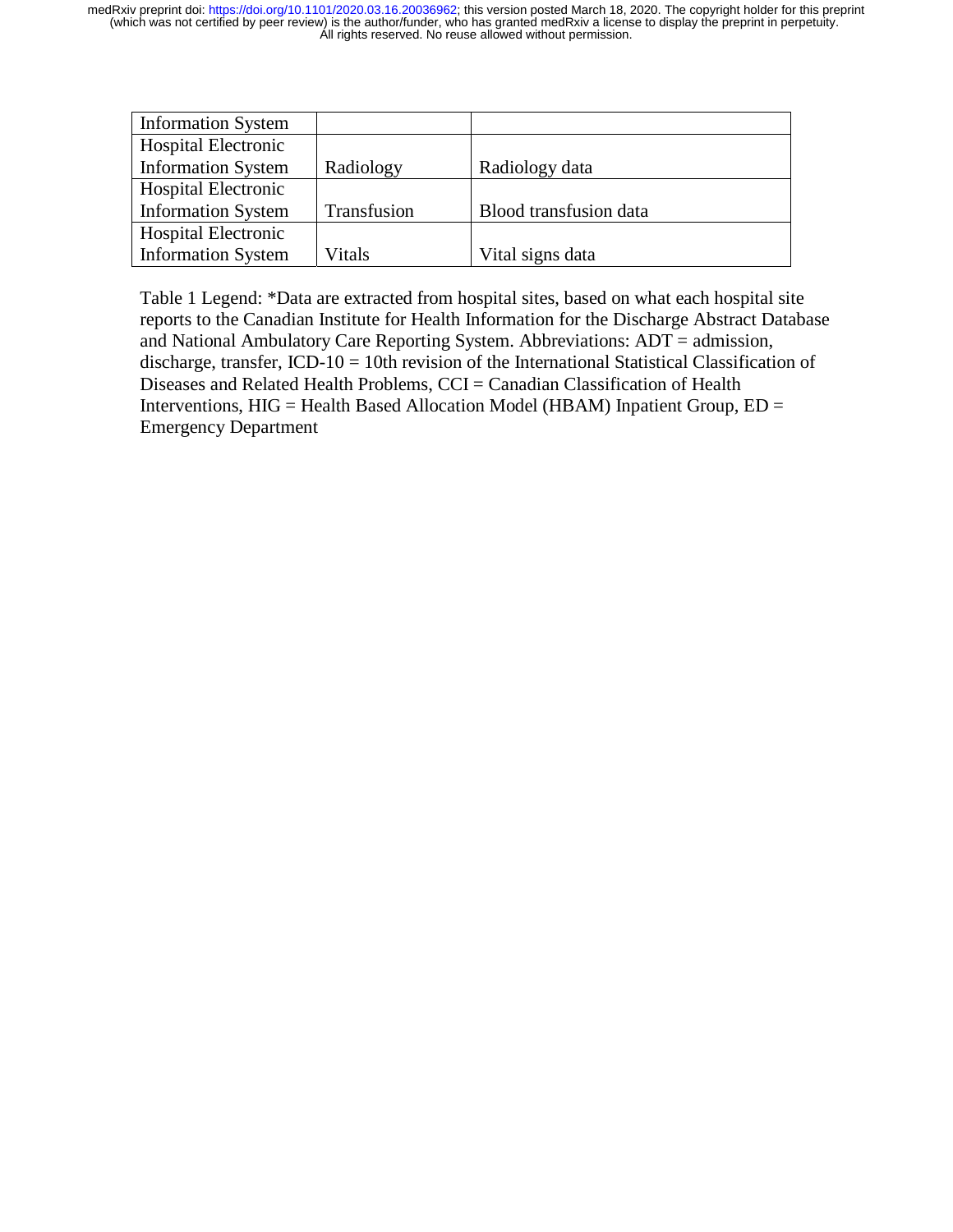| | | |
|---|---|---|
| Information System | | |
| Hospital Electronic Information System | Radiology | Radiology data |
| Hospital Electronic Information System | Transfusion | Blood transfusion data |
| Hospital Electronic Information System | Vitals | Vital signs data |

Table 1 Legend: *Data are extracted from hospital sites, based on what each hospital site reports to the Canadian Institute for Health Information for the Discharge Abstract Database and National Ambulatory Care Reporting System. Abbreviations: ADT = admission, discharge, transfer, ICD-10 = 10th revision of the International Statistical Classification of Diseases and Related Health Problems, CCI = Canadian Classification of Health Interventions, HIG = Health Based Allocation Model (HBAM) Inpatient Group, ED = Emergency Department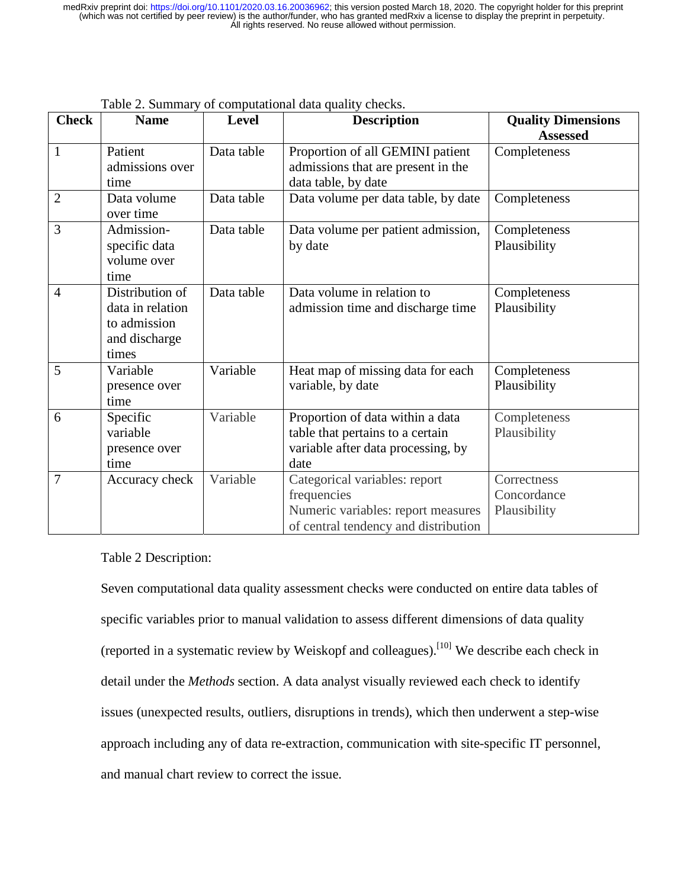Table 2. Summary of computational data quality checks.

| Check | Name | Level | Description | Quality Dimensions Assessed |
|---|---|---|---|---|
| 1 | Patient admissions over time | Data table | Proportion of all GEMINI patient admissions that are present in the data table, by date | Completeness |
| 2 | Data volume over time | Data table | Data volume per data table, by date | Completeness |
| 3 | Admission-specific data volume over time | Data table | Data volume per patient admission, by date | Completeness<br>Plausibility |
| 4 | Distribution of data in relation to admission and discharge times | Data table | Data volume in relation to admission time and discharge time | Completeness<br>Plausibility |
| 5 | Variable presence over time | Variable | Heat map of missing data for each variable, by date | Completeness<br>Plausibility |
| 6 | Specific variable presence over time | Variable | Proportion of data within a data table that pertains to a certain variable after data processing, by date | Completeness<br>Plausibility |
| 7 | Accuracy check | Variable | Categorical variables: report frequencies<br>Numeric variables: report measures of central tendency and distribution | Correctness<br>Concordance<br>Plausibility |

Table 2 Description:

Seven computational data quality assessment checks were conducted on entire data tables of specific variables prior to manual validation to assess different dimensions of data quality (reported in a systematic review by Weiskopf and colleagues).[10] We describe each check in detail under the *Methods* section. A data analyst visually reviewed each check to identify issues (unexpected results, outliers, disruptions in trends), which then underwent a step-wise approach including any of data re-extraction, communication with site-specific IT personnel, and manual chart review to correct the issue.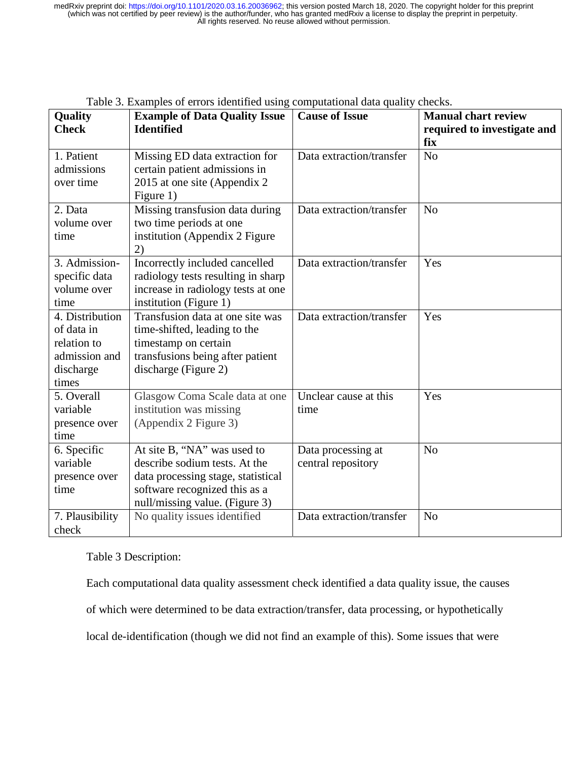Table 3. Examples of errors identified using computational data quality checks.

| Quality Check | Example of Data Quality Issue Identified | Cause of Issue | Manual chart review required to investigate and fix |
| --- | --- | --- | --- |
| 1. Patient admissions over time | Missing ED data extraction for certain patient admissions in 2015 at one site (Appendix 2 Figure 1) | Data extraction/transfer | No |
| 2. Data volume over time | Missing transfusion data during two time periods at one institution (Appendix 2 Figure 2) | Data extraction/transfer | No |
| 3. Admission-specific data volume over time | Incorrectly included cancelled radiology tests resulting in sharp increase in radiology tests at one institution (Figure 1) | Data extraction/transfer | Yes |
| 4. Distribution of data in relation to admission and discharge times | Transfusion data at one site was time-shifted, leading to the timestamp on certain transfusions being after patient discharge (Figure 2) | Data extraction/transfer | Yes |
| 5. Overall variable presence over time | Glasgow Coma Scale data at one institution was missing (Appendix 2 Figure 3) | Unclear cause at this time | Yes |
| 6. Specific variable presence over time | At site B, "NA" was used to describe sodium tests. At the data processing stage, statistical software recognized this as a null/missing value. (Figure 3) | Data processing at central repository | No |
| 7. Plausibility check | No quality issues identified | Data extraction/transfer | No |

Table 3 Description:

Each computational data quality assessment check identified a data quality issue, the causes of which were determined to be data extraction/transfer, data processing, or hypothetically local de-identification (though we did not find an example of this). Some issues that were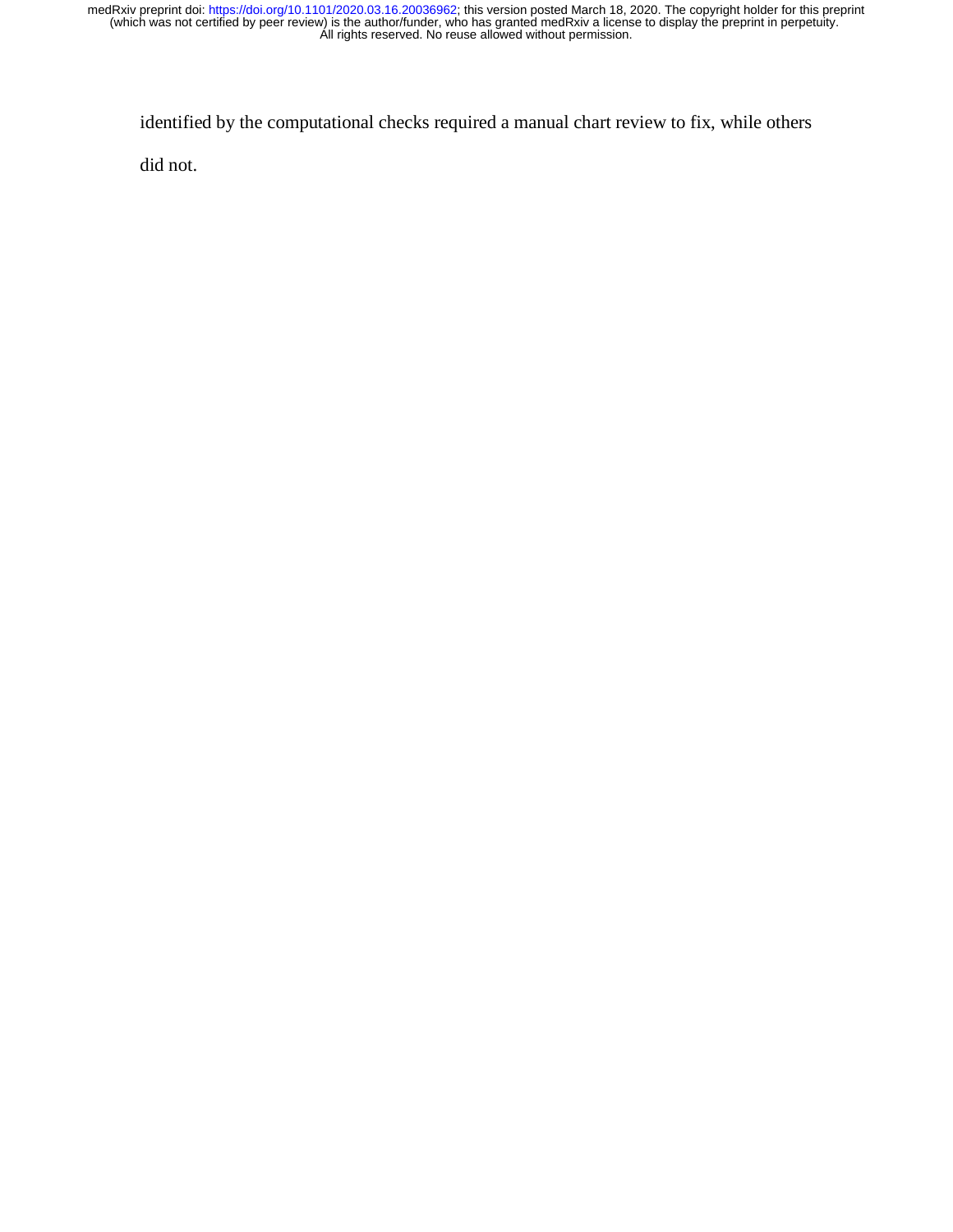identified by the computational checks required a manual chart review to fix, while others did not.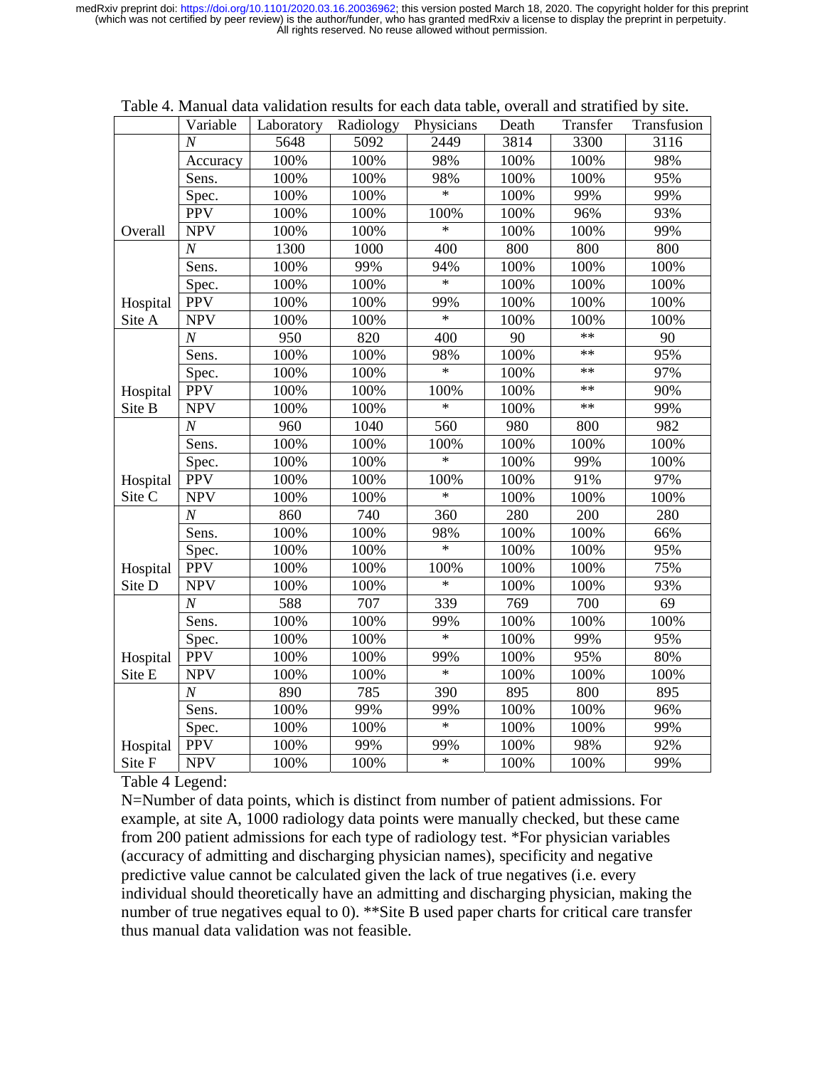Table 4. Manual data validation results for each data table, overall and stratified by site.

| | Variable | Laboratory | Radiology | Physicians | Death | Transfer | Transfusion |
|---|---|---|---|---|---|---|---|
| Overall | *N* | 5648 | 5092 | 2449 | 3814 | 3300 | 3116 |
| | Accuracy | 100% | 100% | 98% | 100% | 100% | 98% |
| | Sens. | 100% | 100% | 98% | 100% | 100% | 95% |
| | Spec. | 100% | 100% | * | 100% | 99% | 99% |
| | PPV | 100% | 100% | 100% | 100% | 96% | 93% |
| | NPV | 100% | 100% | * | 100% | 100% | 99% |
| Hospital Site A | *N* | 1300 | 1000 | 400 | 800 | 800 | 800 |
| | Sens. | 100% | 99% | 94% | 100% | 100% | 100% |
| | Spec. | 100% | 100% | * | 100% | 100% | 100% |
| | PPV | 100% | 100% | 99% | 100% | 100% | 100% |
| | NPV | 100% | 100% | * | 100% | 100% | 100% |
| Hospital Site B | *N* | 950 | 820 | 400 | 90 | ** | 90 |
| | Sens. | 100% | 100% | 98% | 100% | ** | 95% |
| | Spec. | 100% | 100% | * | 100% | ** | 97% |
| | PPV | 100% | 100% | 100% | 100% | ** | 90% |
| | NPV | 100% | 100% | * | 100% | ** | 99% |
| Hospital Site C | *N* | 960 | 1040 | 560 | 980 | 800 | 982 |
| | Sens. | 100% | 100% | 100% | 100% | 100% | 100% |
| | Spec. | 100% | 100% | * | 100% | 99% | 100% |
| | PPV | 100% | 100% | 100% | 100% | 91% | 97% |
| | NPV | 100% | 100% | * | 100% | 100% | 100% |
| Hospital Site D | *N* | 860 | 740 | 360 | 280 | 200 | 280 |
| | Sens. | 100% | 100% | 98% | 100% | 100% | 66% |
| | Spec. | 100% | 100% | * | 100% | 100% | 95% |
| | PPV | 100% | 100% | 100% | 100% | 100% | 75% |
| | NPV | 100% | 100% | * | 100% | 100% | 93% |
| Hospital Site E | *N* | 588 | 707 | 339 | 769 | 700 | 69 |
| | Sens. | 100% | 100% | 99% | 100% | 100% | 100% |
| | Spec. | 100% | 100% | * | 100% | 99% | 95% |
| | PPV | 100% | 100% | 99% | 100% | 95% | 80% |
| | NPV | 100% | 100% | * | 100% | 100% | 100% |
| Hospital Site F | *N* | 890 | 785 | 390 | 895 | 800 | 895 |
| | Sens. | 100% | 99% | 99% | 100% | 100% | 96% |
| | Spec. | 100% | 100% | * | 100% | 100% | 99% |
| | PPV | 100% | 99% | 99% | 100% | 98% | 92% |
| | NPV | 100% | 100% | * | 100% | 100% | 99% |

Table 4 Legend:

N=Number of data points, which is distinct from number of patient admissions. For example, at site A, 1000 radiology data points were manually checked, but these came from 200 patient admissions for each type of radiology test. *For physician variables (accuracy of admitting and discharging physician names), specificity and negative predictive value cannot be calculated given the lack of true negatives (i.e. every individual should theoretically have an admitting and discharging physician, making the number of true negatives equal to 0). **Site B used paper charts for critical care transfer thus manual data validation was not feasible.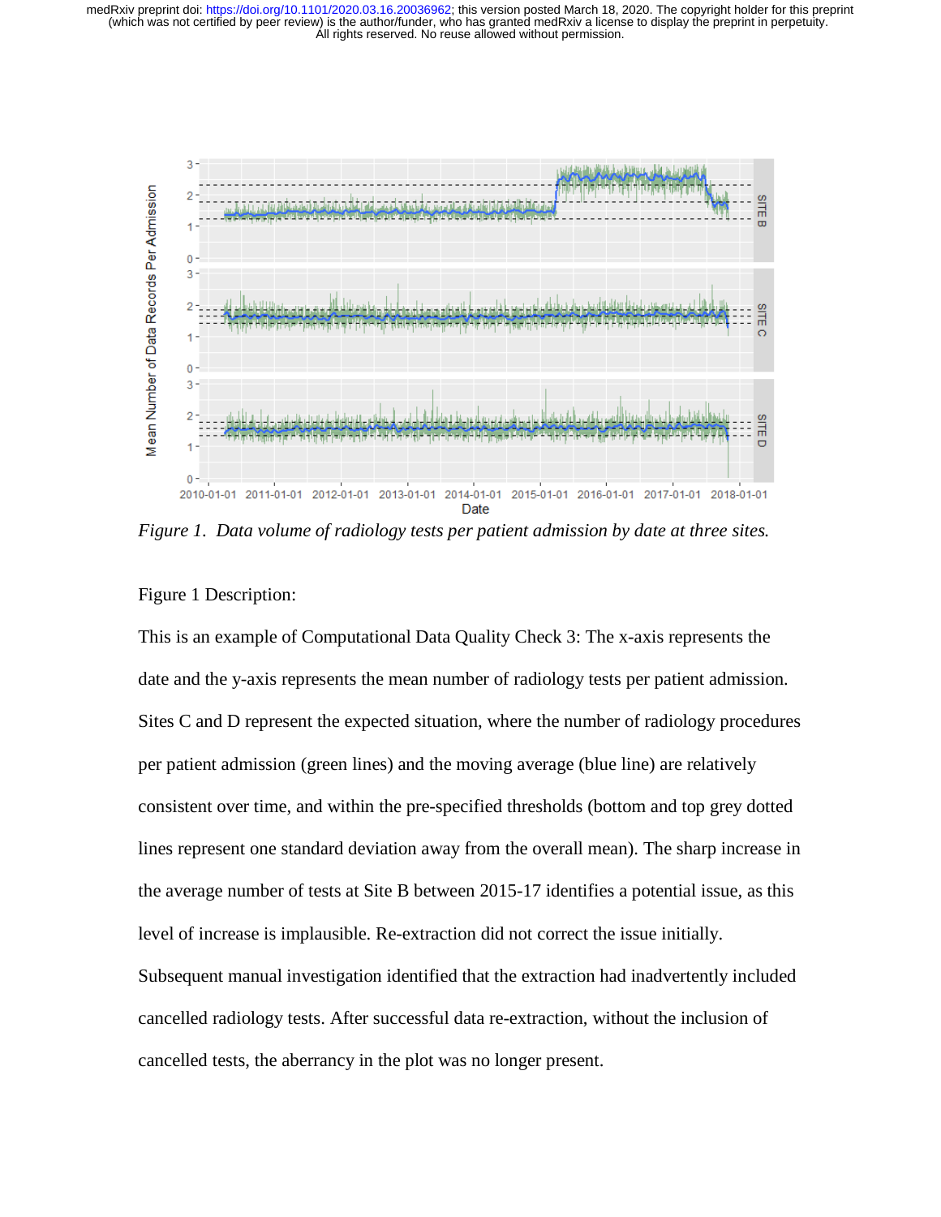*Figure 1. Data volume of radiology tests per patient admission by date at three sites.*

Figure 1 Description:

This is an example of Computational Data Quality Check 3: The x-axis represents the date and the y-axis represents the mean number of radiology tests per patient admission. Sites C and D represent the expected situation, where the number of radiology procedures per patient admission (green lines) and the moving average (blue line) are relatively consistent over time, and within the pre-specified thresholds (bottom and top grey dotted lines represent one standard deviation away from the overall mean). The sharp increase in the average number of tests at Site B between 2015-17 identifies a potential issue, as this level of increase is implausible. Re-extraction did not correct the issue initially. Subsequent manual investigation identified that the extraction had inadvertently included cancelled radiology tests. After successful data re-extraction, without the inclusion of cancelled tests, the aberrancy in the plot was no longer present.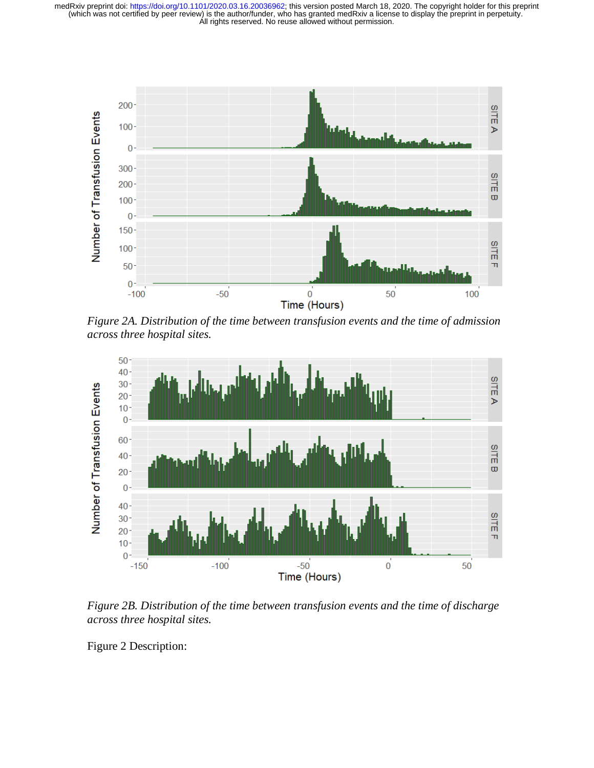*Figure 2A. Distribution of the time between transfusion events and the time of admission across three hospital sites.*

*Figure 2B. Distribution of the time between transfusion events and the time of discharge across three hospital sites.*

Figure 2 Description: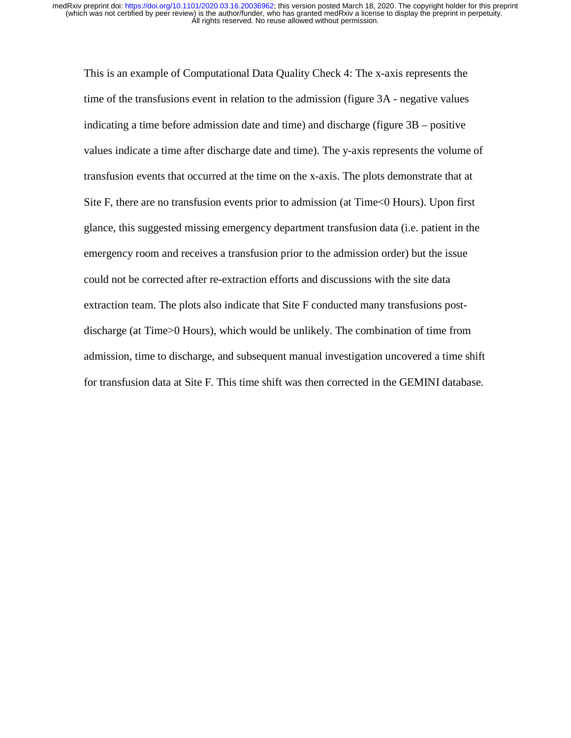This is an example of Computational Data Quality Check 4: The x-axis represents the time of the transfusions event in relation to the admission (figure 3A - negative values indicating a time before admission date and time) and discharge (figure 3B – positive values indicate a time after discharge date and time). The y-axis represents the volume of transfusion events that occurred at the time on the x-axis. The plots demonstrate that at Site F, there are no transfusion events prior to admission (at Time<0 Hours). Upon first glance, this suggested missing emergency department transfusion data (i.e. patient in the emergency room and receives a transfusion prior to the admission order) but the issue could not be corrected after re-extraction efforts and discussions with the site data extraction team. The plots also indicate that Site F conducted many transfusions post-discharge (at Time>0 Hours), which would be unlikely. The combination of time from admission, time to discharge, and subsequent manual investigation uncovered a time shift for transfusion data at Site F. This time shift was then corrected in the GEMINI database.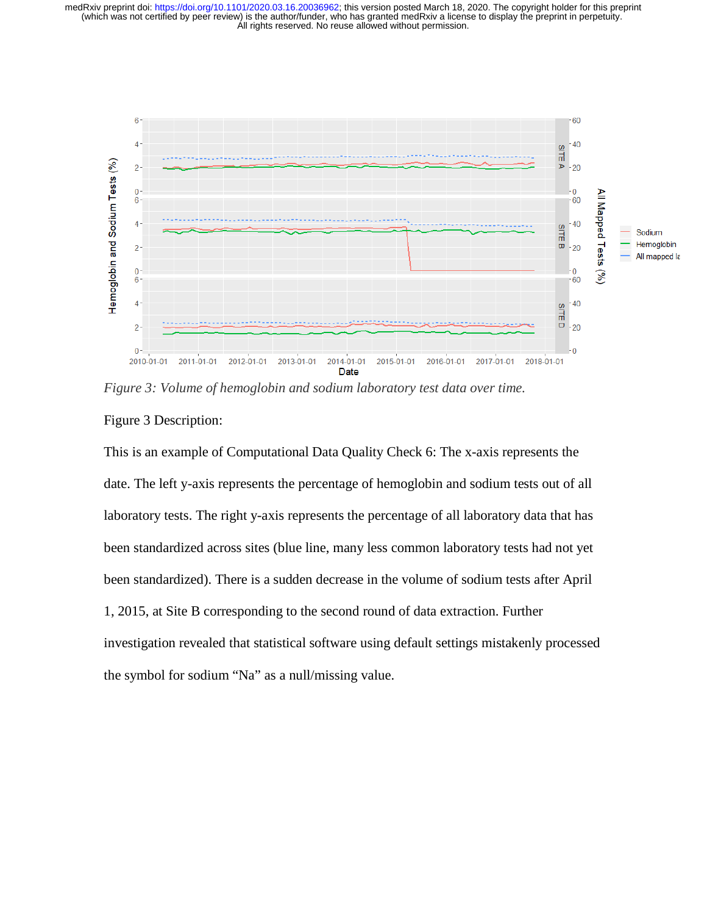*Figure 3: Volume of hemoglobin and sodium laboratory test data over time.*

Figure 3 Description:

This is an example of Computational Data Quality Check 6: The x-axis represents the date. The left y-axis represents the percentage of hemoglobin and sodium tests out of all laboratory tests. The right y-axis represents the percentage of all laboratory data that has been standardized across sites (blue line, many less common laboratory tests had not yet been standardized). There is a sudden decrease in the volume of sodium tests after April 1, 2015, at Site B corresponding to the second round of data extraction. Further investigation revealed that statistical software using default settings mistakenly processed the symbol for sodium “Na” as a null/missing value.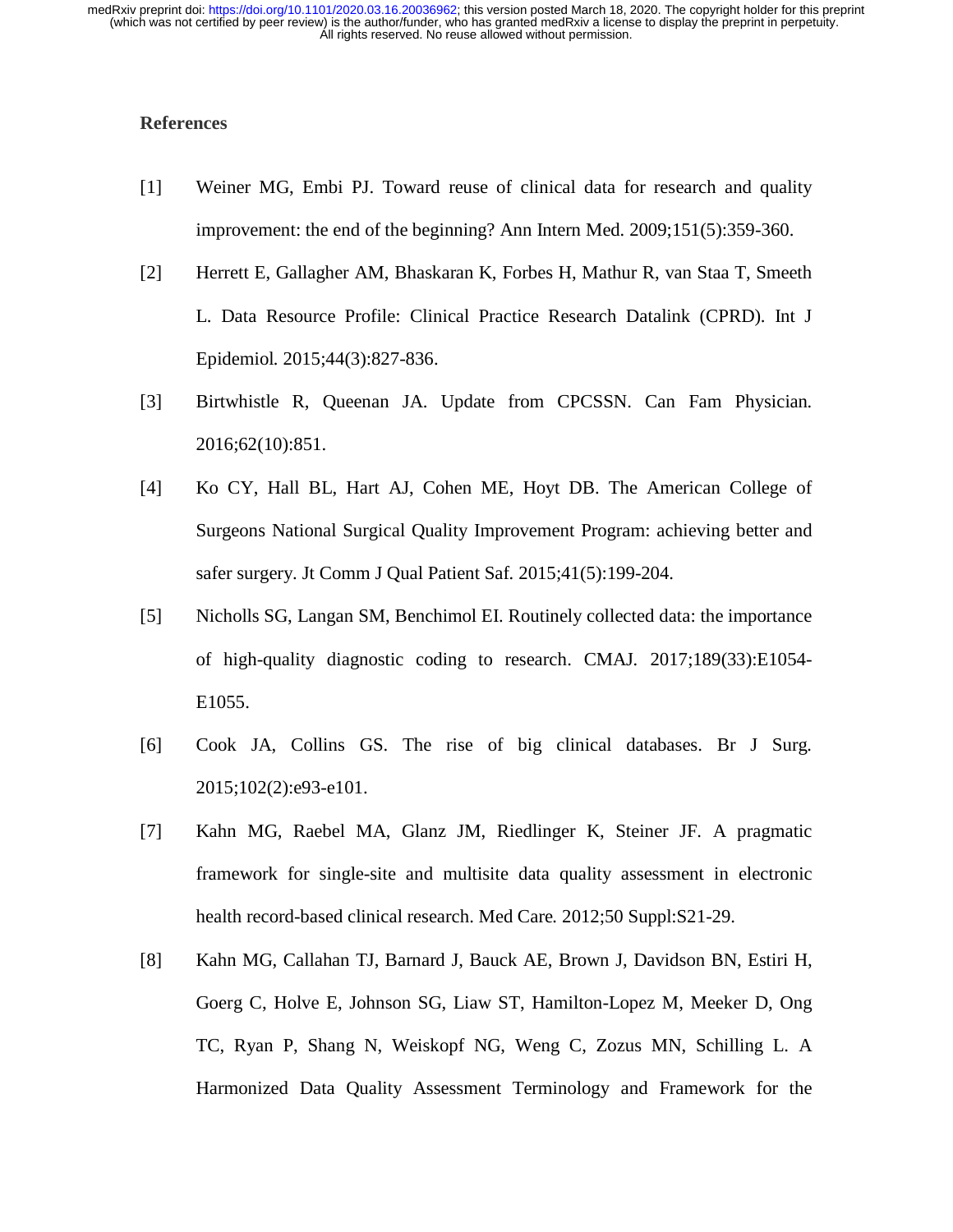## References

[1] Weiner MG, Embi PJ. Toward reuse of clinical data for research and quality improvement: the end of the beginning? Ann Intern Med. 2009;151(5):359-360.

[2] Herrett E, Gallagher AM, Bhaskaran K, Forbes H, Mathur R, van Staa T, Smeeth L. Data Resource Profile: Clinical Practice Research Datalink (CPRD). Int J Epidemiol. 2015;44(3):827-836.

[3] Birtwhistle R, Queenan JA. Update from CPCSSN. Can Fam Physician. 2016;62(10):851.

[4] Ko CY, Hall BL, Hart AJ, Cohen ME, Hoyt DB. The American College of Surgeons National Surgical Quality Improvement Program: achieving better and safer surgery. Jt Comm J Qual Patient Saf. 2015;41(5):199-204.

[5] Nicholls SG, Langan SM, Benchimol EI. Routinely collected data: the importance of high-quality diagnostic coding to research. CMAJ. 2017;189(33):E1054-E1055.

[6] Cook JA, Collins GS. The rise of big clinical databases. Br J Surg. 2015;102(2):e93-e101.

[7] Kahn MG, Raebel MA, Glanz JM, Riedlinger K, Steiner JF. A pragmatic framework for single-site and multisite data quality assessment in electronic health record-based clinical research. Med Care. 2012;50 Suppl:S21-29.

[8] Kahn MG, Callahan TJ, Barnard J, Bauck AE, Brown J, Davidson BN, Estiri H, Goerg C, Holve E, Johnson SG, Liaw ST, Hamilton-Lopez M, Meeker D, Ong TC, Ryan P, Shang N, Weiskopf NG, Weng C, Zozus MN, Schilling L. A Harmonized Data Quality Assessment Terminology and Framework for the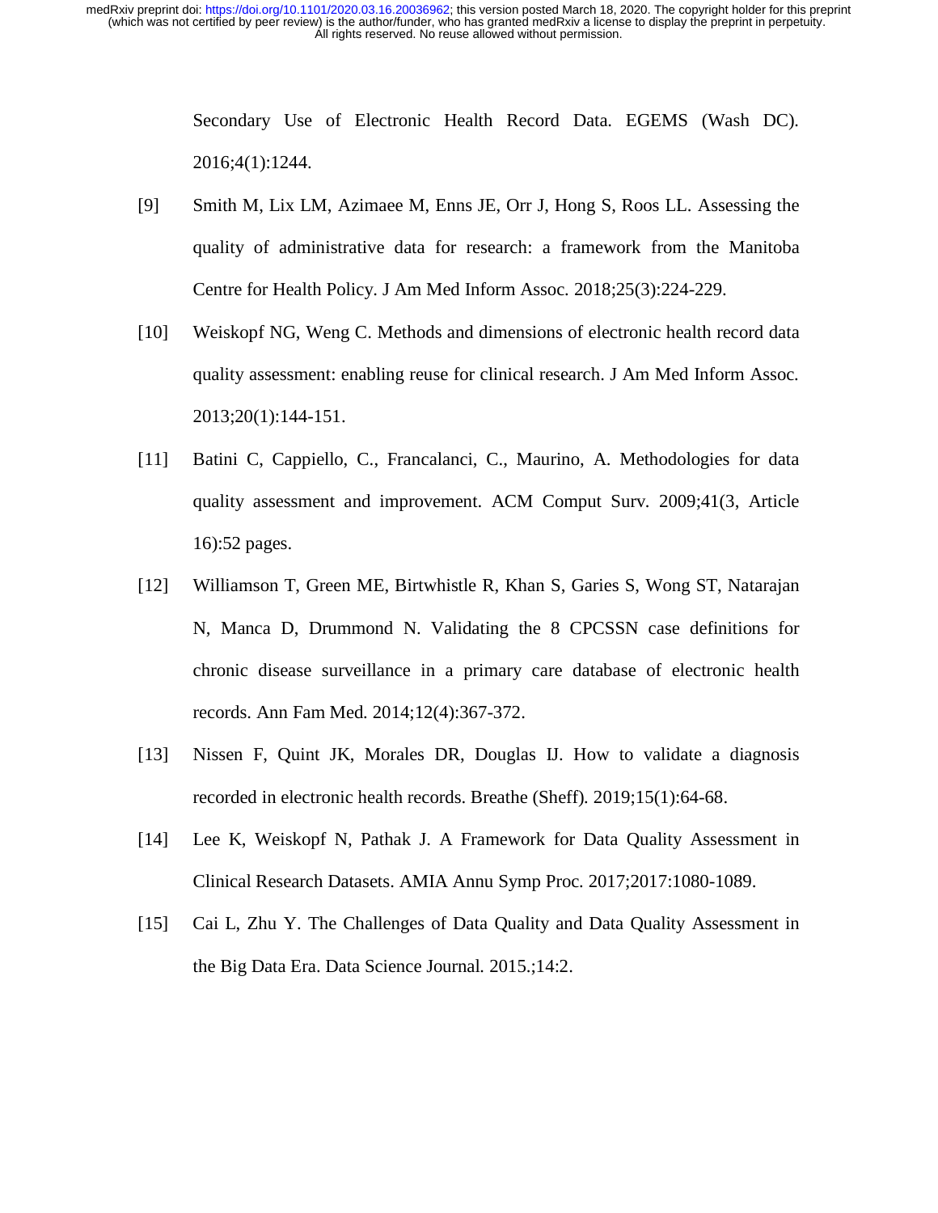Secondary Use of Electronic Health Record Data. EGEMS (Wash DC). 2016;4(1):1244.

[9] Smith M, Lix LM, Azimaee M, Enns JE, Orr J, Hong S, Roos LL. Assessing the quality of administrative data for research: a framework from the Manitoba Centre for Health Policy. J Am Med Inform Assoc. 2018;25(3):224-229.

[10] Weiskopf NG, Weng C. Methods and dimensions of electronic health record data quality assessment: enabling reuse for clinical research. J Am Med Inform Assoc. 2013;20(1):144-151.

[11] Batini C, Cappiello, C., Francalanci, C., Maurino, A. Methodologies for data quality assessment and improvement. ACM Comput Surv. 2009;41(3, Article 16):52 pages.

[12] Williamson T, Green ME, Birtwhistle R, Khan S, Garies S, Wong ST, Natarajan N, Manca D, Drummond N. Validating the 8 CPCSSN case definitions for chronic disease surveillance in a primary care database of electronic health records. Ann Fam Med. 2014;12(4):367-372.

[13] Nissen F, Quint JK, Morales DR, Douglas IJ. How to validate a diagnosis recorded in electronic health records. Breathe (Sheff). 2019;15(1):64-68.

[14] Lee K, Weiskopf N, Pathak J. A Framework for Data Quality Assessment in Clinical Research Datasets. AMIA Annu Symp Proc. 2017;2017:1080-1089.

[15] Cai L, Zhu Y. The Challenges of Data Quality and Data Quality Assessment in the Big Data Era. Data Science Journal. 2015.;14:2.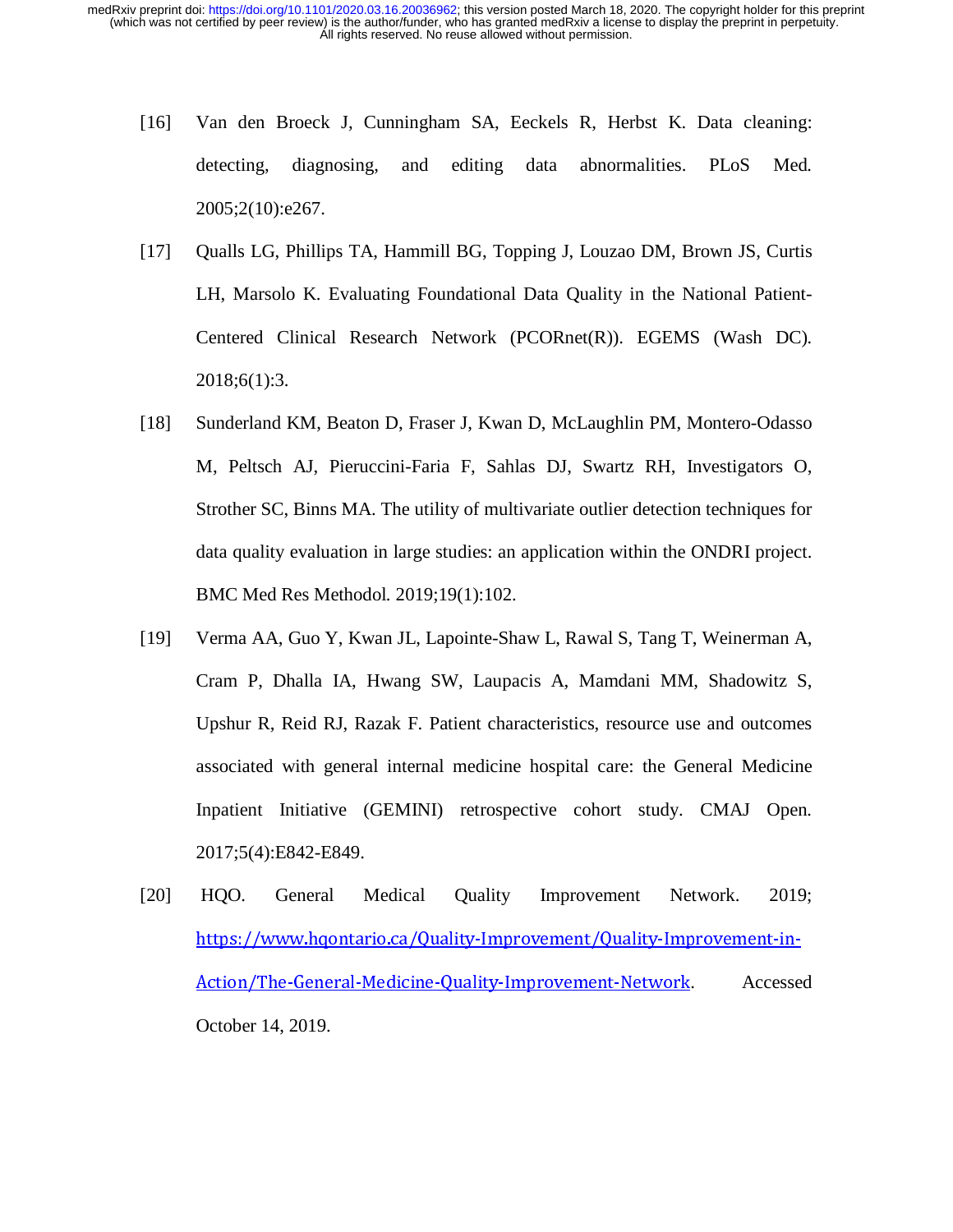[16] Van den Broeck J, Cunningham SA, Eeckels R, Herbst K. Data cleaning: detecting, diagnosing, and editing data abnormalities. PLoS Med. 2005;2(10):e267.

[17] Qualls LG, Phillips TA, Hammill BG, Topping J, Louzao DM, Brown JS, Curtis LH, Marsolo K. Evaluating Foundational Data Quality in the National Patient-Centered Clinical Research Network (PCORnet(R)). EGEMS (Wash DC). 2018;6(1):3.

[18] Sunderland KM, Beaton D, Fraser J, Kwan D, McLaughlin PM, Montero-Odasso M, Peltsch AJ, Pieruccini-Faria F, Sahlas DJ, Swartz RH, Investigators O, Strother SC, Binns MA. The utility of multivariate outlier detection techniques for data quality evaluation in large studies: an application within the ONDRI project. BMC Med Res Methodol. 2019;19(1):102.

[19] Verma AA, Guo Y, Kwan JL, Lapointe-Shaw L, Rawal S, Tang T, Weinerman A, Cram P, Dhalla IA, Hwang SW, Laupacis A, Mamdani MM, Shadowitz S, Upshur R, Reid RJ, Razak F. Patient characteristics, resource use and outcomes associated with general internal medicine hospital care: the General Medicine Inpatient Initiative (GEMINI) retrospective cohort study. CMAJ Open. 2017;5(4):E842-E849.

[20] HQO. General Medical Quality Improvement Network. 2019; https://www.hqontario.ca/Quality-Improvement/Quality-Improvement-in-Action/The-General-Medicine-Quality-Improvement-Network. Accessed October 14, 2019.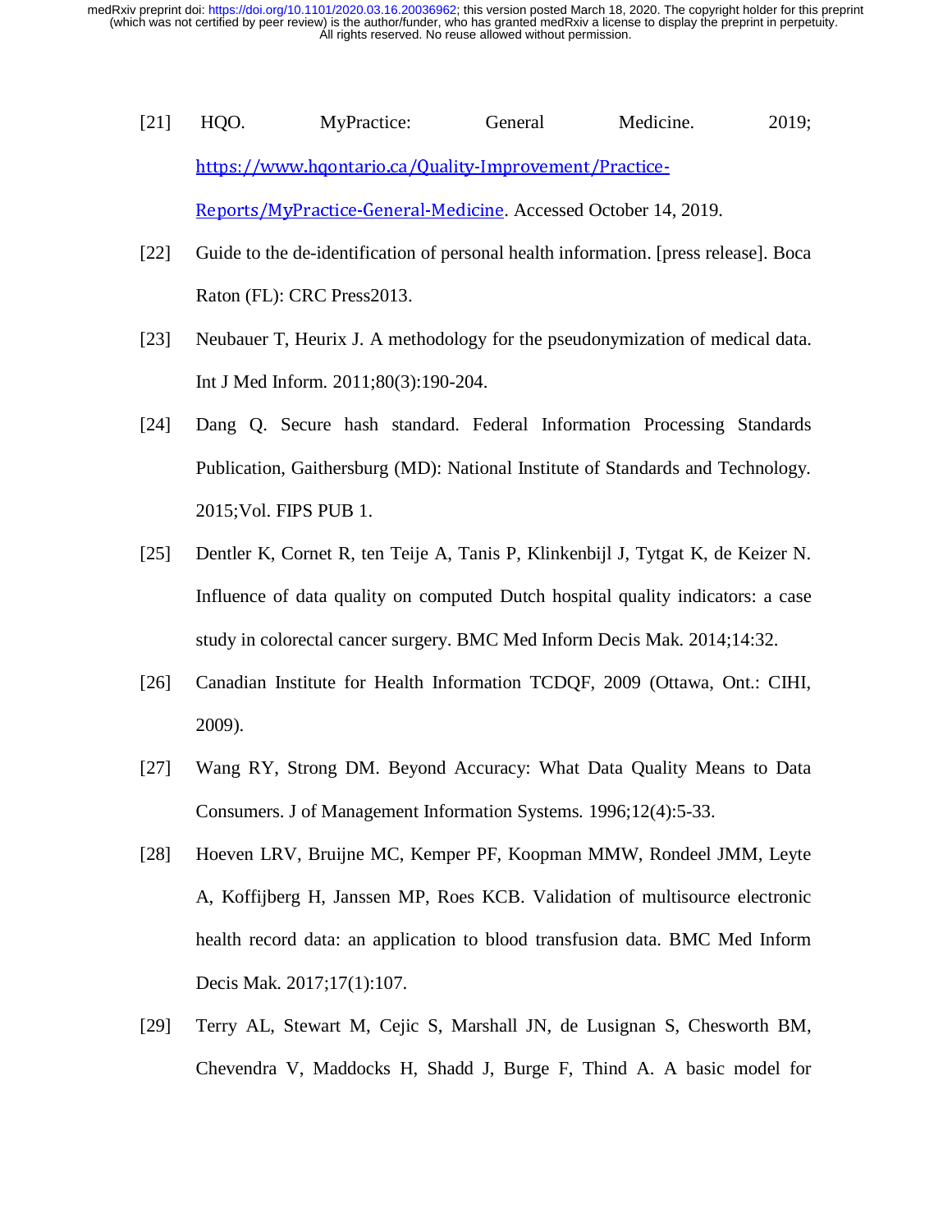[21] HQO. MyPractice: General Medicine. 2019; https://www.hqontario.ca/Quality-Improvement/Practice-Reports/MyPractice-General-Medicine. Accessed October 14, 2019.

[22] Guide to the de-identification of personal health information. [press release]. Boca Raton (FL): CRC Press2013.

[23] Neubauer T, Heurix J. A methodology for the pseudonymization of medical data. Int J Med Inform. 2011;80(3):190-204.

[24] Dang Q. Secure hash standard. Federal Information Processing Standards Publication, Gaithersburg (MD): National Institute of Standards and Technology. 2015;Vol. FIPS PUB 1.

[25] Dentler K, Cornet R, ten Teije A, Tanis P, Klinkenbijl J, Tytgat K, de Keizer N. Influence of data quality on computed Dutch hospital quality indicators: a case study in colorectal cancer surgery. BMC Med Inform Decis Mak. 2014;14:32.

[26] Canadian Institute for Health Information TCDQF, 2009 (Ottawa, Ont.: CIHI, 2009).

[27] Wang RY, Strong DM. Beyond Accuracy: What Data Quality Means to Data Consumers. J of Management Information Systems. 1996;12(4):5-33.

[28] Hoeven LRV, Bruijne MC, Kemper PF, Koopman MMW, Rondeel JMM, Leyte A, Koffijberg H, Janssen MP, Roes KCB. Validation of multisource electronic health record data: an application to blood transfusion data. BMC Med Inform Decis Mak. 2017;17(1):107.

[29] Terry AL, Stewart M, Cejic S, Marshall JN, de Lusignan S, Chesworth BM, Chevendra V, Maddocks H, Shadd J, Burge F, Thind A. A basic model for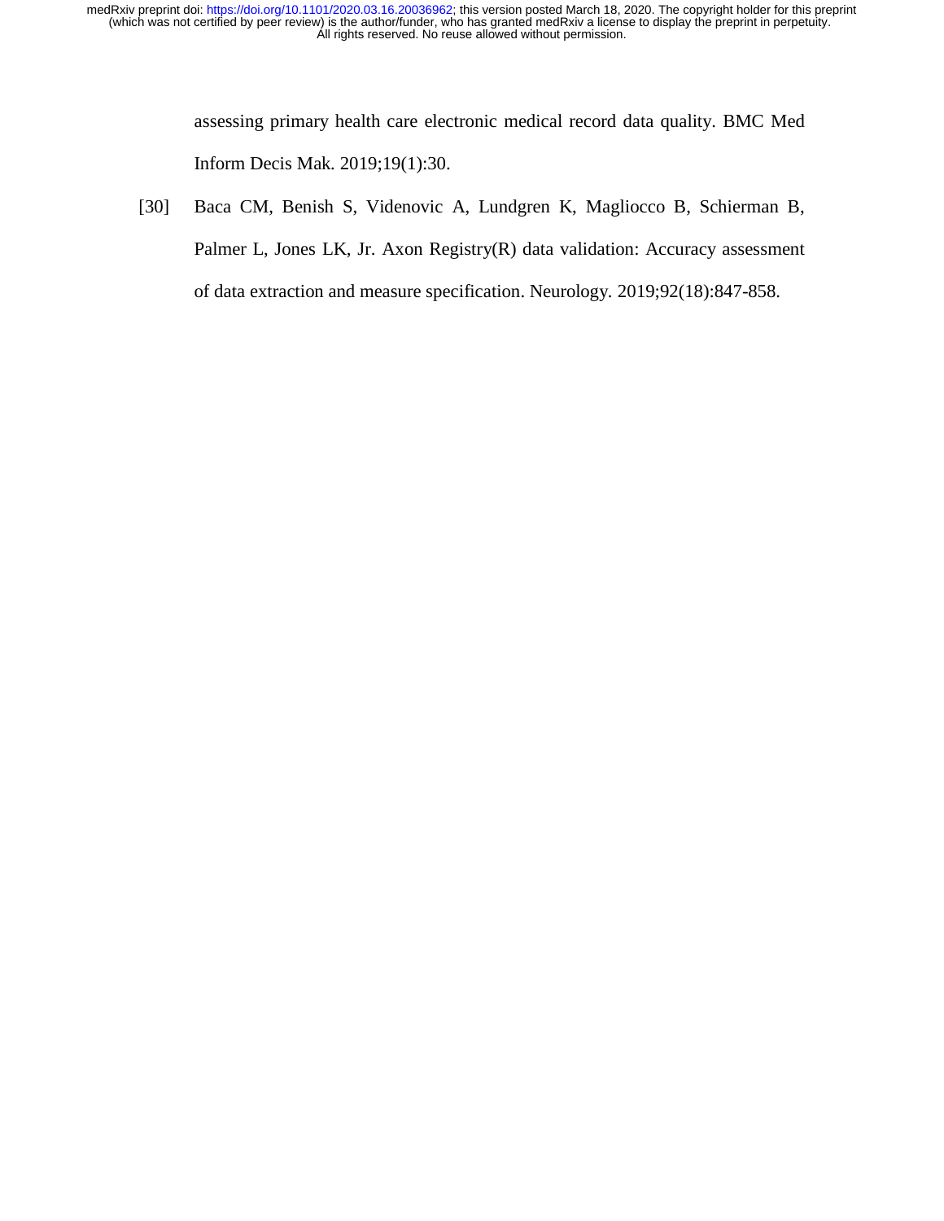assessing primary health care electronic medical record data quality. BMC Med Inform Decis Mak. 2019;19(1):30.

[30] Baca CM, Benish S, Videnovic A, Lundgren K, Magliocco B, Schierman B, Palmer L, Jones LK, Jr. Axon Registry(R) data validation: Accuracy assessment of data extraction and measure specification. Neurology. 2019;92(18):847-858.